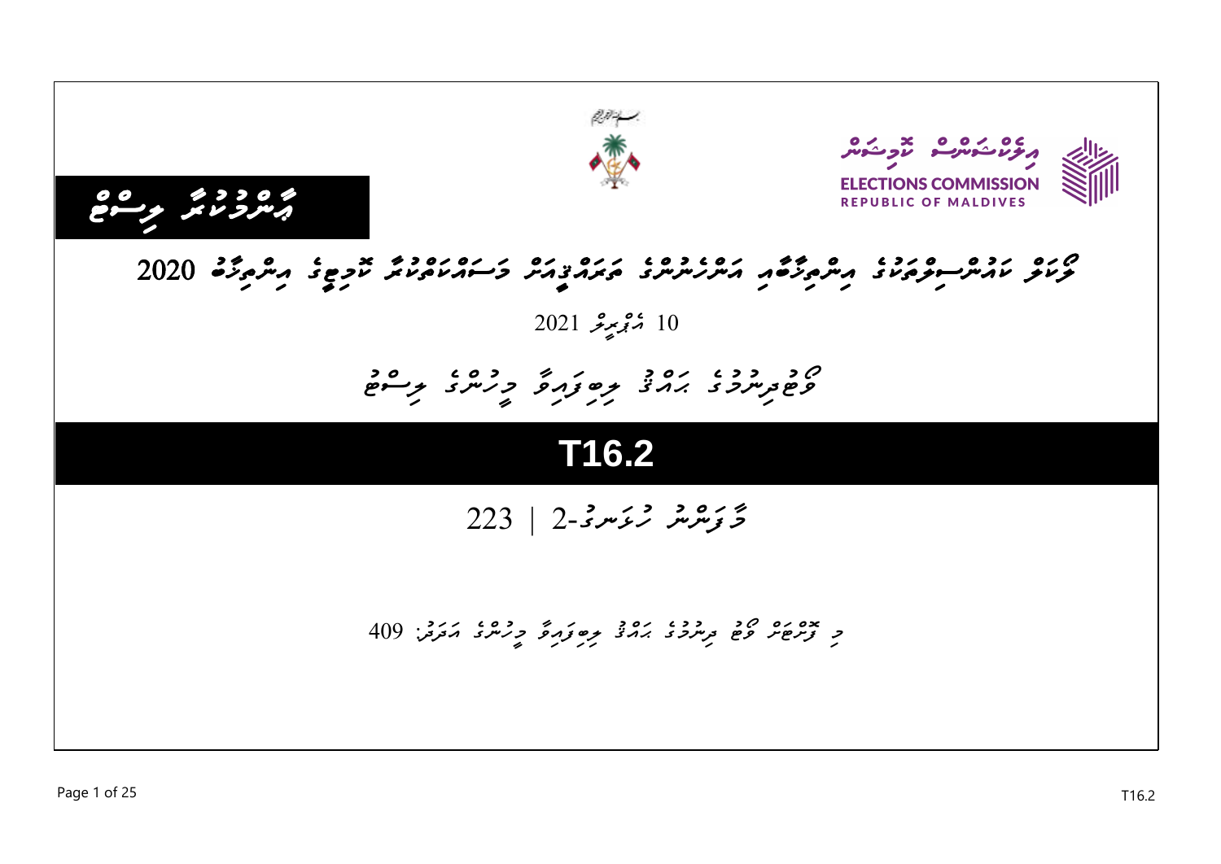އިލެކްޝަންސް ކޮމިޝަން

ELECTIONS COMMISSION
REPUBLIC OF MALDIVES

އާންމުކުރާ ލިސްޓު

# ލޯކަލް ކައުންސިލްތަކުގެ އިންތިޚާބާއި އަންހެނުންގެ ތަރައްޤީއަށް މަސައްކަތްކުރާ ކޮމިޓީގެ އިންތިޚާބު 2020

10 އޭޕްރިލް 2021

## ވޯޓުދިނުމުގެ ޙައްޤު ލިބިފައިވާ މީހުންގެ ލިސްޓު

# T16.2

## މާފަންނު ހުޅަނގު-2 | 223

މި ފޮށްޓަށް ވޯޓު ދިނުމުގެ ޙައްޤު ލިބިފައިވާ މީހުންގެ އަދަދު: 409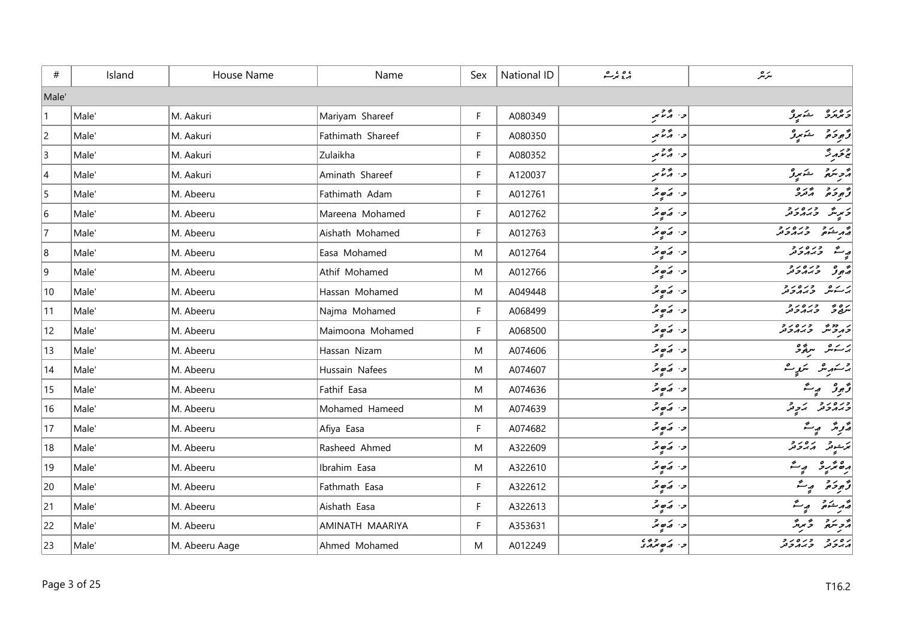| # | Island | House Name | Name | Sex | National ID | ގެއުގެ ނަން | ނަން |
|---|---|---|---|---|---|---|---|
| Male' | | | | | | | |
| 1 | Male' | M. Aakuri | Mariyam Shareef | F | A080349 | މ. އާކުރި | މަރިޔަމް ޝަރީފް |
| 2 | Male' | M. Aakuri | Fathimath Shareef | F | A080350 | މ. އާކުރި | ފާތިމަތު ޝަރީފް |
| 3 | Male' | M. Aakuri | Zulaikha | F | A080352 | މ. އާކުރި | ޒުލައިޚާ |
| 4 | Male' | M. Aakuri | Aminath Shareef | F | A120037 | މ. އާކުރި | އާމިނަތު ޝަރީފް |
| 5 | Male' | M. Abeeru | Fathimath Adam | F | A012761 | މ. އަބީރު | ފާތިމަތު އާދަމް |
| 6 | Male' | M. Abeeru | Mareena Mohamed | F | A012762 | މ. އަބީރު | މަރީނާ މުހައްމަދު |
| 7 | Male' | M. Abeeru | Aishath Mohamed | F | A012763 | މ. އަބީރު | އައިޝަތު މުހައްމަދު |
| 8 | Male' | M. Abeeru | Easa Mohamed | M | A012764 | މ. އަބީރު | އީސާ މުހައްމަދު |
| 9 | Male' | M. Abeeru | Athif Mohamed | M | A012766 | މ. އަބީރު | އާތިފް މުހައްމަދު |
| 10 | Male' | M. Abeeru | Hassan Mohamed | M | A049448 | މ. އަބީރު | ހަސަން މުހައްމަދު |
| 11 | Male' | M. Abeeru | Najma Mohamed | F | A068499 | މ. އަބީރު | ނަޖްމާ މުހައްމަދު |
| 12 | Male' | M. Abeeru | Maimoona Mohamed | F | A068500 | މ. އަބީރު | މައިމޫނާ މުހައްމަދު |
| 13 | Male' | M. Abeeru | Hassan Nizam | M | A074606 | މ. އަބީރު | ހަސަން ނިޒާމް |
| 14 | Male' | M. Abeeru | Hussain Nafees | M | A074607 | މ. އަބީރު | ހުސައިން ނަފީސް |
| 15 | Male' | M. Abeeru | Fathif Easa | M | A074636 | މ. އަބީރު | ފާތިފް އީސާ |
| 16 | Male' | M. Abeeru | Mohamed Hameed | M | A074639 | މ. އަބީރު | މުހައްމަދު ހަމީދު |
| 17 | Male' | M. Abeeru | Afiya Easa | F | A074682 | މ. އަބީރު | އާފިޔާ އީސާ |
| 18 | Male' | M. Abeeru | Rasheed Ahmed | M | A322609 | މ. އަބީރު | ރަޝީދު އަހުމަދު |
| 19 | Male' | M. Abeeru | Ibrahim Easa | M | A322610 | މ. އަބީރު | އިބްރާހީމް އީސާ |
| 20 | Male' | M. Abeeru | Fathmath Easa | F | A322612 | މ. އަބީރު | ފާތިމަތު އީސާ |
| 21 | Male' | M. Abeeru | Aishath Easa | F | A322613 | މ. އަބީރު | އައިޝަތު އީސާ |
| 22 | Male' | M. Abeeru | AMINATH MAARIYA | F | A353631 | މ. އަބީރު | އާމިނަތު މާރިޔާ |
| 23 | Male' | M. Abeeru Aage | Ahmed Mohamed | M | A012249 | މ. އަބީރުއާގެ | އަހުމަދު މުހައްމަދު |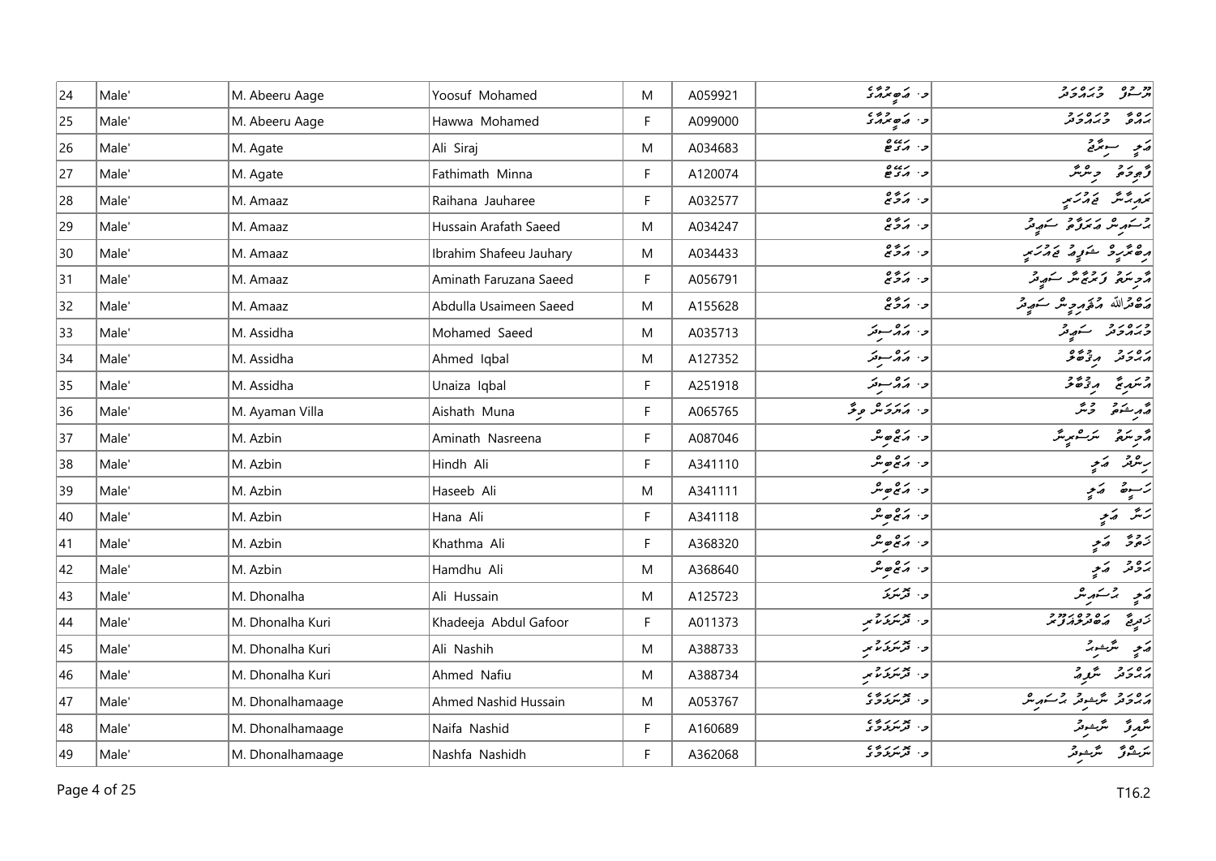| 24 | Male' | M. Abeeru Aage | Yoosuf Mohamed | M | A059921 | މ. އަބީރުއާގެ | ޔޫސުފް މުހައްމަދު |
|---|---|---|---|---|---|---|---|
| 25 | Male' | M. Abeeru Aage | Hawwa Mohamed | F | A099000 | މ. އަބީރުއާގެ | ހައްވާ މުހައްމަދު |
| 26 | Male' | M. Agate | Ali Siraj | M | A034683 | މ. އޭގޭޓް | އަލި ސިރާޖު |
| 27 | Male' | M. Agate | Fathimath Minna | F | A120074 | މ. އޭގޭޓް | ފާތިމަތު މިންނާ |
| 28 | Male' | M. Amaaz | Raihana Jauharee | F | A032577 | މ. އަމާޒް | ރައިހާނާ ޖައުހަރީ |
| 29 | Male' | M. Amaaz | Hussain Arafath Saeed | M | A034247 | މ. އަމާޒް | ހުސައިން އަރަފާތު ސައީދު |
| 30 | Male' | M. Amaaz | Ibrahim Shafeeu Jauhary | M | A034433 | މ. އަމާޒް | އިބްރާހީމް ޝަފީއު ޖައުހަރީ |
| 31 | Male' | M. Amaaz | Aminath Faruzana Saeed | F | A056791 | މ. އަމާޒް | އާމިނަތު ފަރުޒާނާ ސައީދު |
| 32 | Male' | M. Amaaz | Abdulla Usaimeen Saeed | M | A155628 | މ. އަމާޒް | އަބްދުﷲ އުސައިމީން ސައީދު |
| 33 | Male' | M. Assidha | Mohamed Saeed | M | A035713 | މ. އައްސިދާ | މުހައްމަދު ސައީދު |
| 34 | Male' | M. Assidha | Ahmed Iqbal | M | A127352 | މ. އައްސިދާ | އަހްމަދު އިqބާލް |
| 35 | Male' | M. Assidha | Unaiza Iqbal | F | A251918 | މ. އައްސިދާ | އުނައިޒާ އިqބާލް |
| 36 | Male' | M. Ayaman Villa | Aishath Muna | F | A065765 | މ. އަޔަމަން ވިލާ | އައިޝަތު މުނާ |
| 37 | Male' | M. Azbin | Aminath Nasreena | F | A087046 | މ. އަޒްބިން | އާމިނަތު ނަސްރީނާ |
| 38 | Male' | M. Azbin | Hindh Ali | F | A341110 | މ. އަޒްބިން | ހިންދު އަލި |
| 39 | Male' | M. Azbin | Haseeb Ali | M | A341111 | މ. އަޒްބިން | ހަސީބު އަލި |
| 40 | Male' | M. Azbin | Hana Ali | F | A341118 | މ. އަޒްބިން | ހަނާ އަލި |
| 41 | Male' | M. Azbin | Khathma Ali | F | A368320 | މ. އަޒްބިން | ޚަތުމާ އަލި |
| 42 | Male' | M. Azbin | Hamdhu Ali | M | A368640 | މ. އަޒްބިން | ހަމްދު އަލި |
| 43 | Male' | M. Dhonalha | Ali Hussain | M | A125723 | މ. ދޮނަޅަ | އަލި ހުސައިން |
| 44 | Male' | M. Dhonalha Kuri | Khadeeja Abdul Gafoor | F | A011373 | މ. ދޮނަޅަކުރި | ޚަދީޖާ އަބްދުލްޣަފޫރު |
| 45 | Male' | M. Dhonalha Kuri | Ali Nashih | M | A388733 | މ. ދޮނަޅަކުރި | އަލި ނާޝިހު |
| 46 | Male' | M. Dhonalha Kuri | Ahmed Nafiu | M | A388734 | މ. ދޮނަޅަކުރި | އަހްމަދު ނާފިއު |
| 47 | Male' | M. Dhonalhamaage | Ahmed Nashid Hussain | M | A053767 | މ. ދޮނަޅަމާގެ | އަހްމަދު ނާޝިދު ހުސައިން |
| 48 | Male' | M. Dhonalhamaage | Naifa Nashid | F | A160689 | މ. ދޮނަޅަމާގެ | ނާއިފާ ނާޝިދު |
| 49 | Male' | M. Dhonalhamaage | Nashfa Nashidh | F | A362068 | މ. ދޮނަޅަމާގެ | ނަޝްފާ ނާޝިދު |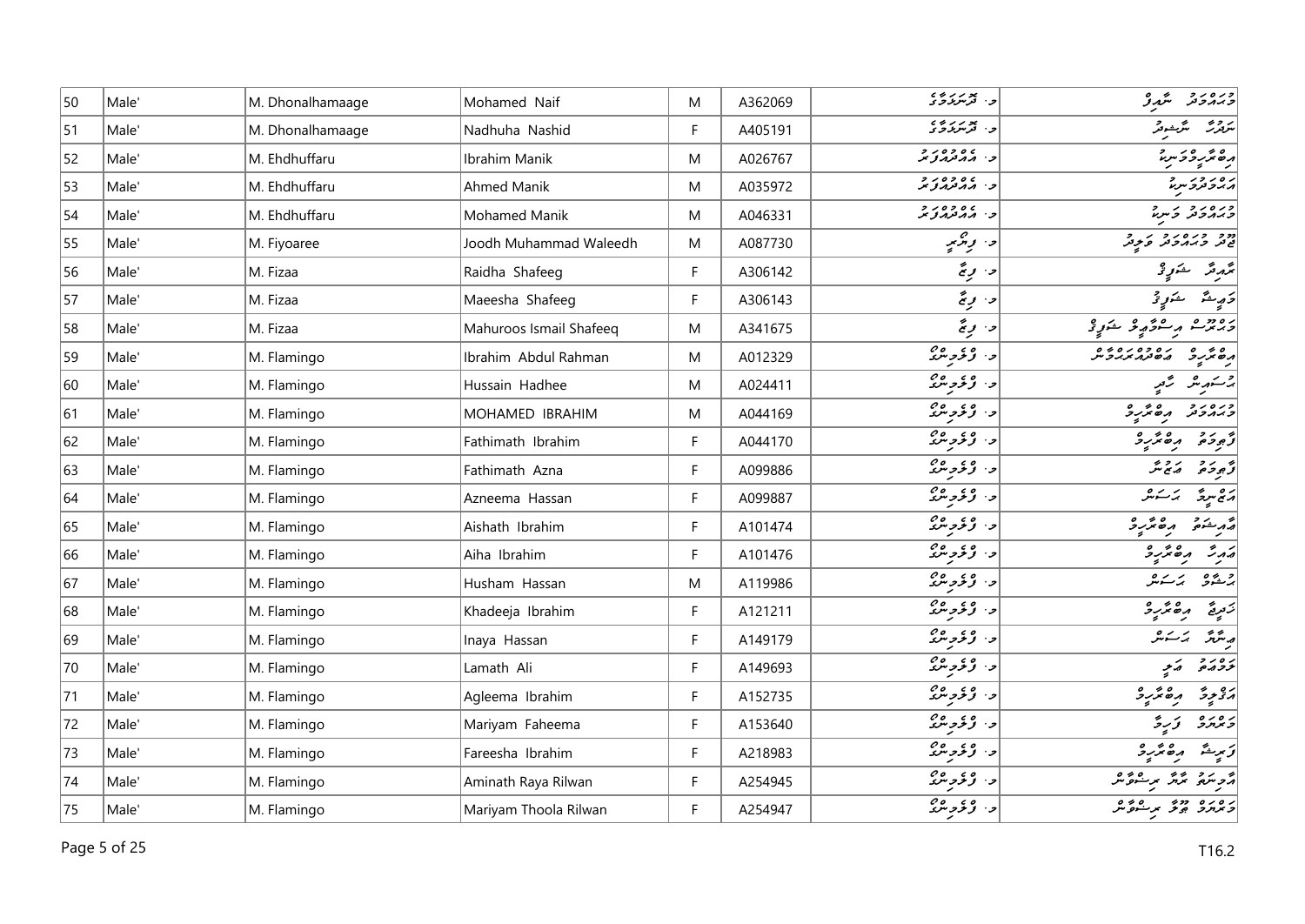| 50 | Male' | M. Dhonalhamaage | Mohamed Naif | M | A362069 | މ. ދޮނަޅަމާގެ | މުހައްމަދު ނާއިފް |
|---|---|---|---|---|---|---|---|
| 51 | Male' | M. Dhonalhamaage | Nadhuha Nashid | F | A405191 | މ. ދޮނަޅަމާގެ | ނަދުހާ ނާޝިދު |
| 52 | Male' | M. Ehdhuffaru | Ibrahim Manik | M | A026767 | މ. އެއްދުއްފަރު | އިބްރާހީމްމަނިކު |
| 53 | Male' | M. Ehdhuffaru | Ahmed Manik | M | A035972 | މ. އެއްދުއްފަރު | އަޙްމަދުމަނިކު |
| 54 | Male' | M. Ehdhuffaru | Mohamed Manik | M | A046331 | މ. އެއްދުއްފަރު | މުހައްމަދު މަނިކު |
| 55 | Male' | M. Fiyoaree | Joodh Muhammad Waleedh | M | A087730 | މ. ފިޔޮއަރީ | ޖޫދު މުހައްމަދު ވަލީދު |
| 56 | Male' | M. Fizaa | Raidha Shafeeg | F | A306142 | މ. ފިޒާ | ރާއިދާ ޝަފީގު |
| 57 | Male' | M. Fizaa | Maeesha Shafeeg | F | A306143 | މ. ފިޒާ | މައީޝާ ޝަފީގު |
| 58 | Male' | M. Fizaa | Mahuroos Ismail Shafeeq | M | A341675 | މ. ފިޒާ | މަހުރޫސް އިސްމާއީލް ޝަފީޤު |
| 59 | Male' | M. Flamingo | Ibrahim Abdul Rahman | M | A012329 | މ. ފްލެމިންގޯ | އިބްރާހީމް އަބްދުއްރަޙްމާން |
| 60 | Male' | M. Flamingo | Hussain Hadhee | M | A024411 | މ. ފްލެމިންގޯ | ހުސައިން ހާދީ |
| 61 | Male' | M. Flamingo | MOHAMED IBRAHIM | M | A044169 | މ. ފްލެމިންގޯ | މުހައްމަދު އިބްރާހީމް |
| 62 | Male' | M. Flamingo | Fathimath Ibrahim | F | A044170 | މ. ފްލެމިންގޯ | ފާތިމަތު އިބްރާހީމް |
| 63 | Male' | M. Flamingo | Fathimath Azna | F | A099886 | މ. ފްލެމިންގޯ | ފާތިމަތު އަޒްނާ |
| 64 | Male' | M. Flamingo | Azneema Hassan | F | A099887 | މ. ފްލެމިންގޯ | އަޒްނީމާ ހަސަން |
| 65 | Male' | M. Flamingo | Aishath Ibrahim | F | A101474 | މ. ފްލެމިންގޯ | އާއިޝަތު އިބްރާހީމް |
| 66 | Male' | M. Flamingo | Aiha Ibrahim | F | A101476 | މ. ފްލެމިންގޯ | އައިހާ އިބްރާހީމް |
| 67 | Male' | M. Flamingo | Husham Hassan | M | A119986 | މ. ފްލެމިންގޯ | ހުޝާމް ހަސަން |
| 68 | Male' | M. Flamingo | Khadeeja Ibrahim | F | A121211 | މ. ފްލެމިންގޯ | ޚަދީޖާ އިބްރާހީމް |
| 69 | Male' | M. Flamingo | Inaya Hassan | F | A149179 | މ. ފްލެމިންގޯ | އިނާޔާ ހަސަން |
| 70 | Male' | M. Flamingo | Lamath Ali | F | A149693 | މ. ފްލެމިންގޯ | ލަމްޢަތު އަލި |
| 71 | Male' | M. Flamingo | Agleema Ibrahim | F | A152735 | މ. ފްލެމިންގޯ | އަގްލީމާ އިބްރާހީމް |
| 72 | Male' | M. Flamingo | Mariyam Faheema | F | A153640 | މ. ފްލެމިންގޯ | މަރިޔަމް ފަހީމާ |
| 73 | Male' | M. Flamingo | Fareesha Ibrahim | F | A218983 | މ. ފްލެމިންގޯ | ފަރީޝާ އިބްރާހީމް |
| 74 | Male' | M. Flamingo | Aminath Raya Rilwan | F | A254945 | މ. ފްލެމިންގޯ | އާމިނަތު ރާޔާ ރިލްވާން |
| 75 | Male' | M. Flamingo | Mariyam Thoola Rilwan | F | A254947 | މ. ފްލެމިންގޯ | މަރިޔަމް ތޫލާ ރިލްވާން |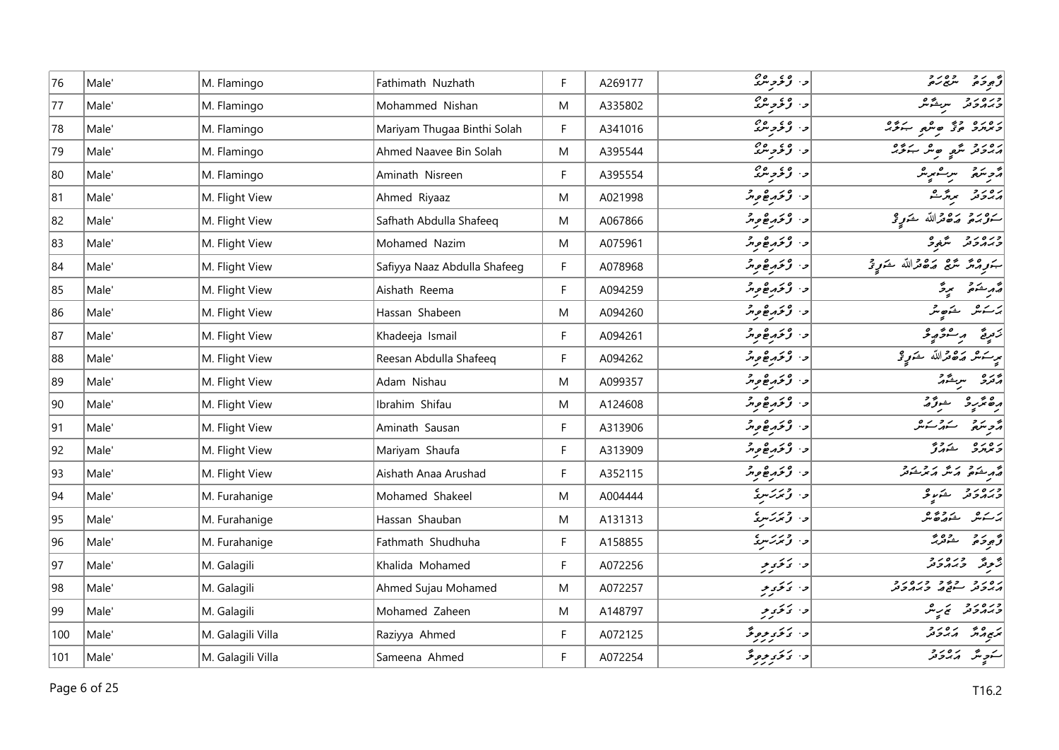| 76 | Male' | M. Flamingo | Fathimath Nuzhath | F | A269177 | މ. ފްލެމިންގޯ | ފާތިމަތު ނުޒްހަތު |
|---|---|---|---|---|---|---|---|
| 77 | Male' | M. Flamingo | Mohammed Nishan | M | A335802 | މ. ފްލެމިންގޯ | މުހައްމަދު ނިޝާން |
| 78 | Male' | M. Flamingo | Mariyam Thugaa Binthi Solah | F | A341016 | މ. ފްލެމިންގޯ | މަރިޔަމް ތުގާ ބިންތި ސަލާހް |
| 79 | Male' | M. Flamingo | Ahmed Naavee Bin Solah | M | A395544 | މ. ފްލެމިންގޯ | އަހުމަދު ނާވީ ބިން ސަލާހް |
| 80 | Male' | M. Flamingo | Aminath Nisreen | F | A395554 | މ. ފްލެމިންގޯ | އާމިނަތު ނިސްރީން |
| 81 | Male' | M. Flight View | Ahmed Riyaaz | M | A021998 | މ. ފްލައިޓްވިއު | އަހުމަދު ރިޔާޒް |
| 82 | Male' | M. Flight View | Safhath Abdulla Shafeeq | M | A067866 | މ. ފްލައިޓްވިއު | ސަފްހަތު އަބްދުﷲ ޝަފީޤު |
| 83 | Male' | M. Flight View | Mohamed Nazim | M | A075961 | މ. ފްލައިޓްވިއު | މުހައްމަދު ނާޒިމް |
| 84 | Male' | M. Flight View | Safiyya Naaz Abdulla Shafeeg | F | A078968 | މ. ފްލައިޓްވިއު | ސަފިއްޔާ ނާޒް އަބްދުﷲ ޝަފީގު |
| 85 | Male' | M. Flight View | Aishath Reema | F | A094259 | މ. ފްލައިޓްވިއު | އައިޝަތު ރީމާ |
| 86 | Male' | M. Flight View | Hassan Shabeen | M | A094260 | މ. ފްލައިޓްވިއު | ހަސަން ޝަބީން |
| 87 | Male' | M. Flight View | Khadeeja Ismail | F | A094261 | މ. ފްލައިޓްވިއު | ހަދީޖާ އިސްމާއީލް |
| 88 | Male' | M. Flight View | Reesan Abdulla Shafeeq | F | A094262 | މ. ފްލައިޓްވިއު | ރީސަން އަބްދުﷲ ޝަފީޤު |
| 89 | Male' | M. Flight View | Adam Nishau | M | A099357 | މ. ފްލައިޓްވިއު | އާދަމް ނިޝާއު |
| 90 | Male' | M. Flight View | Ibrahim Shifau | M | A124608 | މ. ފްލައިޓްވިއު | އިބްރާހިމް ޝިފާއު |
| 91 | Male' | M. Flight View | Aminath Sausan | F | A313906 | މ. ފްލައިޓްވިއު | އާމިނަތު ސައުސަން |
| 92 | Male' | M. Flight View | Mariyam Shaufa | F | A313909 | މ. ފްލައިޓްވިއު | މަރިޔަމް ޝައުފާ |
| 93 | Male' | M. Flight View | Aishath Anaa Arushad | F | A352115 | މ. ފްލައިޓްވިއު | އައިޝަތު އަނާ އަރުޝަދު |
| 94 | Male' | M. Furahanige | Mohamed Shakeel | M | A004444 | މ. ފުރަހަނިގެ | މުހައްމަދު ޝަކީލް |
| 95 | Male' | M. Furahanige | Hassan Shauban | M | A131313 | މ. ފުރަހަނިގެ | ހަސަން ޝައުބާން |
| 96 | Male' | M. Furahanige | Fathmath Shudhuha | F | A158855 | މ. ފުރަހަނިގެ | ފާތިމަތު ޝުދުހާ |
| 97 | Male' | M. Galagili | Khalida Mohamed | F | A072256 | މ. ގަލަގިލި | ހާލިދާ މުހައްމަދު |
| 98 | Male' | M. Galagili | Ahmed Sujau Mohamed | M | A072257 | މ. ގަލަގިލި | އަހުމަދު ސުޖާއު މުހައްމަދު |
| 99 | Male' | M. Galagili | Mohamed Zaheen | M | A148797 | މ. ގަލަގިލި | މުހައްމަދު ޒަހީން |
| 100 | Male' | M. Galagili Villa | Raziyya Ahmed | F | A072125 | މ. ގަލަގިލިވިލާ | ރަޒިއްޔާ އަހުމަދު |
| 101 | Male' | M. Galagili Villa | Sameena Ahmed | F | A072254 | މ. ގަލަގިލިވިލާ | ސަމީނާ އަހުމަދު |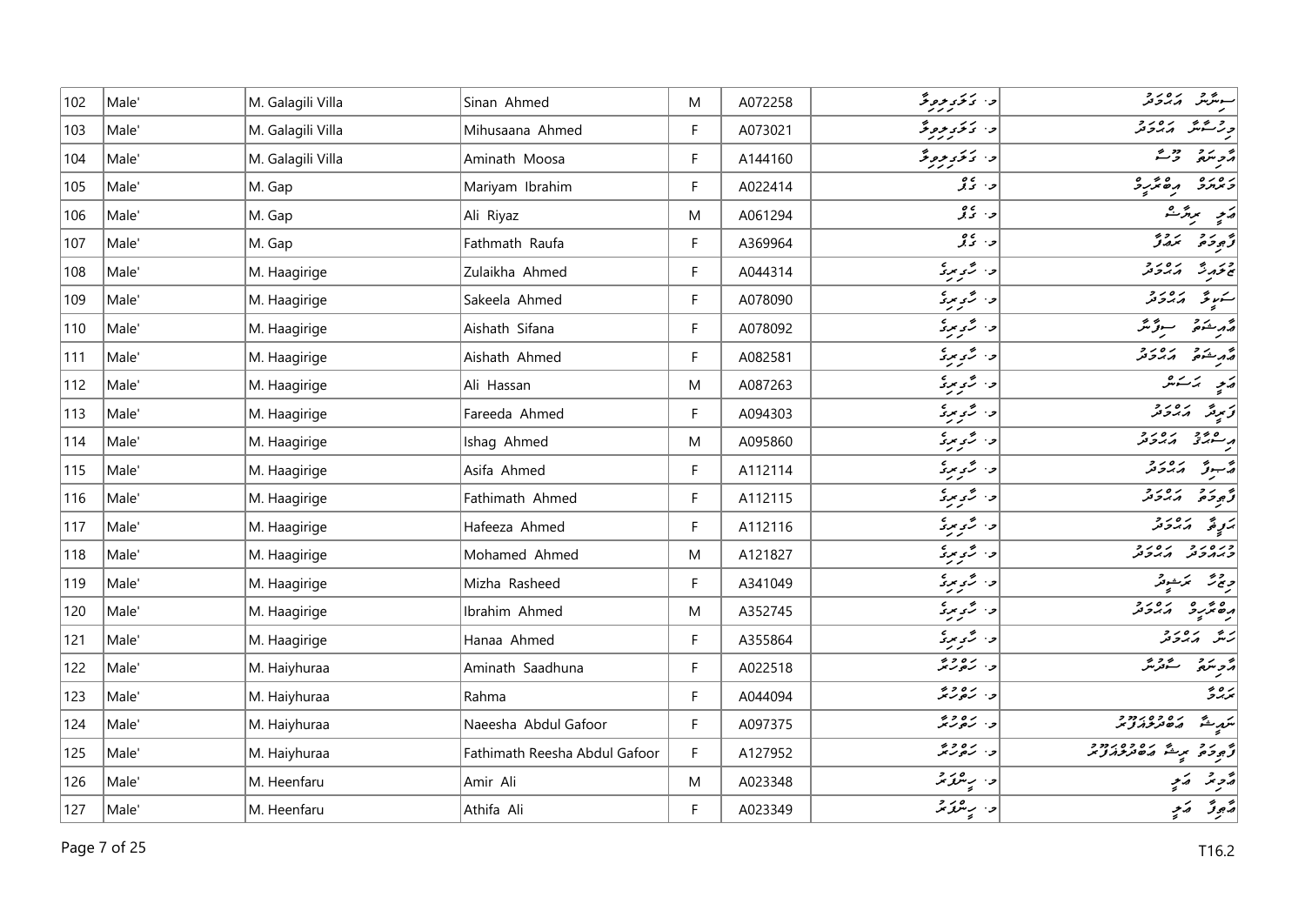| 102 | Male' | M. Galagili Villa | Sinan Ahmed | M | A072258 | ވ. ގަލަގިލިވިލާ | ސިނާން އަހުމަދު |
|---|---|---|---|---|---|---|---|
| 103 | Male' | M. Galagili Villa | Mihusaana Ahmed | F | A073021 | ވ. ގަލަގިލިވިލާ | މިހުސާނާ އަހުމަދު |
| 104 | Male' | M. Galagili Villa | Aminath Moosa | F | A144160 | ވ. ގަލަގިލިވިލާ | އާމިނަތު މޫސާ |
| 105 | Male' | M. Gap | Mariyam Ibrahim | F | A022414 | ވ. ގެޕް | މަރިޔަމް އިބްރާހީމް |
| 106 | Male' | M. Gap | Ali Riyaz | M | A061294 | ވ. ގެޕް | އަލީ ރިޔާޒް |
| 107 | Male' | M. Gap | Fathmath Raufa | F | A369964 | ވ. ގެޕް | ފާތިމަތު ރަުފާ |
| 108 | Male' | M. Haagirige | Zulaikha Ahmed | F | A044314 | ވ.ހާގިރިގެ | ޒުލައިޚާ އަހުމަދު |
| 109 | Male' | M. Haagirige | Sakeela Ahmed | F | A078090 | ވ. ހާގިރިގެ | ސަކީލާ އަހުމަދު |
| 110 | Male' | M. Haagirige | Aishath Sifana | F | A078092 | ވ. ހާގިރިގެ | އައިޝަތު ސިފާނާ |
| 111 | Male' | M. Haagirige | Aishath Ahmed | F | A082581 | ވ. ހާގިރިގެ | އައިޝަތު އަހުމަދު |
| 112 | Male' | M. Haagirige | Ali Hassan | M | A087263 | ވ. ހާގިރިގެ | އަލީ ހަސަން |
| 113 | Male' | M. Haagirige | Fareeda Ahmed | F | A094303 | ވ. ހާގިރިގެ | ފަރީދާ އަހުމަދު |
| 114 | Male' | M. Haagirige | Ishag Ahmed | M | A095860 | ވ. ހާގިރިގެ | އިސްޙާޤު އަހުމަދު |
| 115 | Male' | M. Haagirige | Asifa Ahmed | F | A112114 | ވ. ހާގިރިގެ | އާސިފާ އަހުމަދު |
| 116 | Male' | M. Haagirige | Fathimath Ahmed | F | A112115 | ވ. ހާގިރިގެ | ފާތިމަތު އަހުމަދު |
| 117 | Male' | M. Haagirige | Hafeeza Ahmed | F | A112116 | ވ. ހާގިރިގެ | ހަފީޒާ އަހުމަދު |
| 118 | Male' | M. Haagirige | Mohamed Ahmed | M | A121827 | ވ. ހާގިރިގެ | މުހައްމަދު އަހުމަދު |
| 119 | Male' | M. Haagirige | Mizha Rasheed | F | A341049 | ވ. ހާގިރިގެ | މިޒްހާ ރަޝީދު |
| 120 | Male' | M. Haagirige | Ibrahim Ahmed | M | A352745 | ވ. ހާގިރިގެ | އިބްރާހީމް އަހުމަދު |
| 121 | Male' | M. Haagirige | Hanaa Ahmed | F | A355864 | ވ. ހާގިރިގެ | ހަނާ އަހުމަދު |
| 122 | Male' | M. Haiyhuraa | Aminath Saadhuna | F | A022518 | ވ. ހައިހުރާ | އާމިނަތު ސާދުނާ |
| 123 | Male' | M. Haiyhuraa | Rahma | F | A044094 | ވ. ހައިހުރާ | ރަޙްމާ |
| 124 | Male' | M. Haiyhuraa | Naeesha Abdul Gafoor | F | A097375 | ވ. ހައިހުރާ | ނައީޝާ އަބްދުލްޣަފޫރު |
| 125 | Male' | M. Haiyhuraa | Fathimath Reesha Abdul Gafoor | F | A127952 | ވ. ހައިހުރާ | ފާތިމަތު ރީޝާ އަބްދުލްޣަފޫރު |
| 126 | Male' | M. Heenfaru | Amir Ali | M | A023348 | ވ. ހީންފަރު | އާމިރު އަލީ |
| 127 | Male' | M. Heenfaru | Athifa Ali | F | A023349 | ވ. ހީންފަރު | އާތިފާ އަލީ |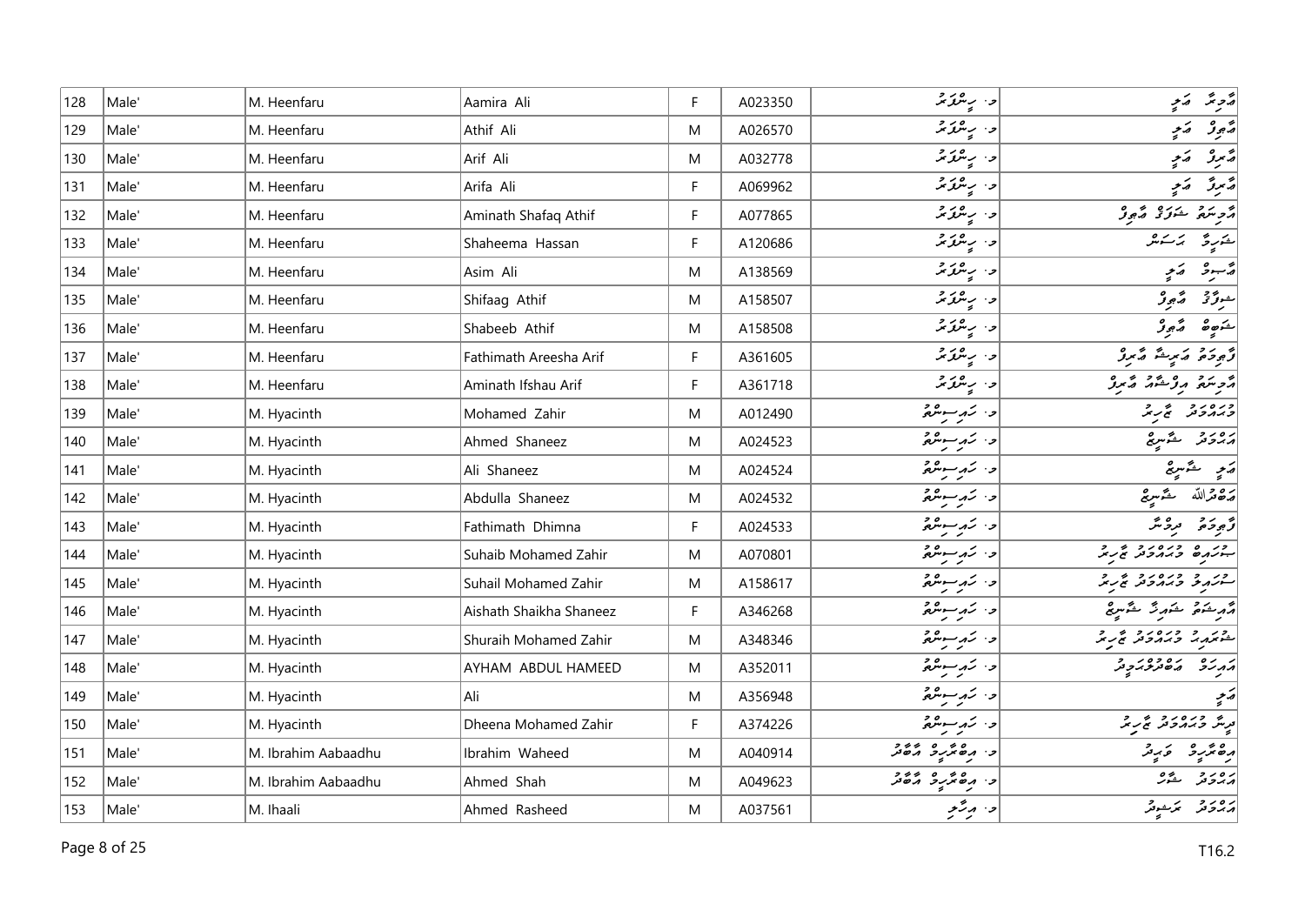| 128 | Male' | M. Heenfaru | Aamira Ali | F | A023350 | د· رِسْرَدَ بَرُ | ﺃَﺩِﺑَﺮُ ﺃَﻣِﺢِ |
|---|---|---|---|---|---|---|---|
| 129 | Male' | M. Heenfaru | Athif Ali | M | A026570 | د· رِسْرَدَ بَرُ | ﺃَﻫِﻮِ ﺃَﻣِﺢِ |
| 130 | Male' | M. Heenfaru | Arif Ali | M | A032778 | د· رِسْرَدَ بَرُ | ﺃَﻣِﺮِﻭُ ﺃَﻣِﺢِ |
| 131 | Male' | M. Heenfaru | Arifa Ali | F | A069962 | د· رِسْرَدَ بَرُ | ﺃَﻣِﺮِﻭَ ﺃَﻣِﺢِ |
| 132 | Male' | M. Heenfaru | Aminath Shafaq Athif | F | A077865 | د· رِسْرَدَ بَرُ | ﺃَﺩِﺳَﻊُ ﺷَﻮَﺯُ ﺃَﻫِﻮِ |
| 133 | Male' | M. Heenfaru | Shaheema Hassan | F | A120686 | د· رِسْرَدَ بَرُ | ﺷَﺮِﺩُ ﺑَﺴَﺴُ |
| 134 | Male' | M. Heenfaru | Asim Ali | M | A138569 | د· رِسْرَدَ بَرُ | ﺃَﺳِﺒُﻮ ﺃَﻣِﺢِ |
| 135 | Male' | M. Heenfaru | Shifaag Athif | M | A158507 | د· رِسْرَدَ بَرُ | ﺷِﻮُﺯُ ﺃَﻫِﻮِ |
| 136 | Male' | M. Heenfaru | Shabeeb Athif | M | A158508 | د· رِسْرَدَ بَرُ | ﺷَﻮِﻩُ ﺃَﻫِﻮِ |
| 137 | Male' | M. Heenfaru | Fathimath Areesha Arif | F | A361605 | د· رِسْرَدَ بَرُ | ﺯُﻫِﻮَﻩُ ﺃَﻣِﺮِﺷَ ﺃَﻣِﺮِﻭ |
| 138 | Male' | M. Heenfaru | Aminath Ifshau Arif | F | A361718 | د· رِسْرَدَ بَرُ | ﺃَﺩِﺳَﻊُ ﺭِﻭُﺷَﺪُ ﺃَﻣِﺮِﻭ |
| 139 | Male' | M. Hyacinth | Mohamed Zahir | M | A012490 | د· رَﺭِﺳِﻮﺳﻊُ | ﻭِﺑَﺮُﻭَﺩ ﺝُﺭِﺑُ |
| 140 | Male' | M. Hyacinth | Ahmed Shaneez | M | A024523 | د· رَﺭِﺳِﻮﺳﻊُ | ﺃَﺑُﻭَﺩ ﺷَﻮِﺳِﺞ |
| 141 | Male' | M. Hyacinth | Ali Shaneez | M | A024524 | د· رَﺭِﺳِﻮﺳﻊُ | ﺃَﻣِﺢِ ﺷَﻮِﺳِﺞ |
| 142 | Male' | M. Hyacinth | Abdulla Shaneez | M | A024532 | د· رَﺭِﺳِﻮﺳﻊُ | ﺃَﻩُﺩُالله ﺷَﻮِﺳِﺞ |
| 143 | Male' | M. Hyacinth | Fathimath Dhimna | F | A024533 | د· رَﺭِﺳِﻮﺳﻊُ | ﺯُﻫِﻮَﻩُ ﻣِﺮِﺩُﺑُ |
| 144 | Male' | M. Hyacinth | Suhaib Mohamed Zahir | M | A070801 | د· رَﺭِﺳِﻮﺳﻊُ | ﺳُﺮِﻩُ ﻭِﺑَﺮُﻭَﺩ ﺝُﺭِﺑُ |
| 145 | Male' | M. Hyacinth | Suhail Mohamed Zahir | M | A158617 | د· رَﺭِﺳِﻮﺳﻊُ | ﺳُﺮِﻭُ ﻭِﺑَﺮُﻭَﺩ ﺝُﺭِﺑُ |
| 146 | Male' | M. Hyacinth | Aishath Shaikha Shaneez | F | A346268 | د· رَﺭِﺳِﻮﺳﻊُ | ﺃَﻣِﺸَﻮُ ﺷَﻮِﺭُ ﺷَﻮِﺳِﺞ |
| 147 | Male' | M. Hyacinth | Shuraih Mohamed Zahir | M | A348346 | د· رَﺭِﺳِﻮﺳﻊُ | ﺷُﺒَﺮِﺑ ﻭِﺑَﺮُﻭَﺩ ﺝُﺭِﺑُ |
| 148 | Male' | M. Hyacinth | AYHAM ABDUL HAMEED | M | A352011 | د· رَﺭِﺳِﻮﺳﻊُ | ﺃَﺭِﺭَﻭ ﺃَﻩُﺩُﻭَﺭَﺩ |
| 149 | Male' | M. Hyacinth | Ali | M | A356948 | د· رَﺭِﺳِﻮﺳﻊُ | ﺃَﻣِﺢِ |
| 150 | Male' | M. Hyacinth | Dheena Mohamed Zahir | F | A374226 | د· رَﺭِﺳِﻮﺳﻊُ | ﻣِﺮِﺳَ ﻭِﺑَﺮُﻭَﺩ ﺝُﺭِﺑُ |
| 151 | Male' | M. Ibrahim Aabaadhu | Ibrahim Waheed | M | A040914 | د· ﺭِﻩُﺑَﺮِﻭ ﺃَﻩَﺩ | ﺭِﻩُﺑَﺮِﻭ ﻭَﺭِﺩ |
| 152 | Male' | M. Ibrahim Aabaadhu | Ahmed Shah | M | A049623 | د· ﺭِﻩُﺑَﺮِﻭ ﺃَﻩَﺩ | ﺃَﺑُﻭَﺩ ﺷَﺭ |
| 153 | Male' | M. Ihaali | Ahmed Rasheed | M | A037561 | د· ﺭِﺭَﻣِﺢ | ﺃَﺑُﻭَﺩ ﺑَﺮَﺷِﺩ |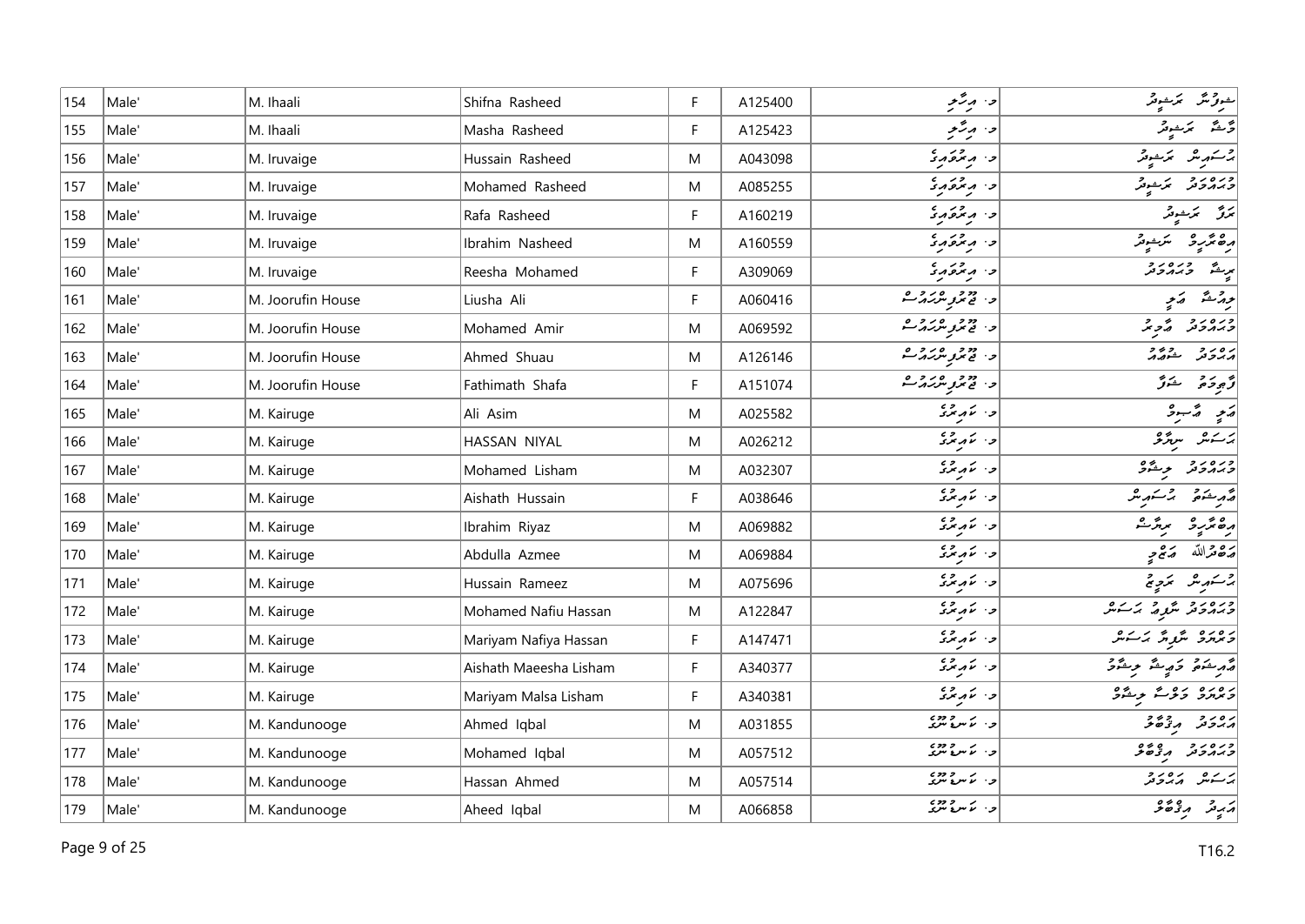| 154 | Male' | M. Ihaali | Shifna Rasheed | F | A125400 | މ. އިހާލި | ޝިފްނާ ރަޝީދު |
|---|---|---|---|---|---|---|---|
| 155 | Male' | M. Ihaali | Masha Rasheed | F | A125423 | މ. އިހާލި | މާޝާ ރަޝީދު |
| 156 | Male' | M. Iruvaige | Hussain Rasheed | M | A043098 | މ. އިރުވައިގެ | ހުސައިން ރަޝީދު |
| 157 | Male' | M. Iruvaige | Mohamed Rasheed | M | A085255 | މ. އިރުވައިގެ | މުހައްމަދު ރަޝީދު |
| 158 | Male' | M. Iruvaige | Rafa Rasheed | F | A160219 | މ. އިރުވައިގެ | ރަފާ ރަޝީދު |
| 159 | Male' | M. Iruvaige | Ibrahim Nasheed | M | A160559 | މ. އިރުވައިގެ | އިބްރާހީމް ނަޝީދު |
| 160 | Male' | M. Iruvaige | Reesha Mohamed | F | A309069 | މ. އިރުވައިގެ | ރީޝާ މުހައްމަދު |
| 161 | Male' | M. Joorufin House | Liusha Ali | F | A060416 | މ. ޖޫރުފިން ހައުސް | ލިއުޝާ އަލި |
| 162 | Male' | M. Joorufin House | Mohamed Amir | M | A069592 | މ. ޖޫރުފިން ހައުސް | މުހައްމަދު އާމިރު |
| 163 | Male' | M. Joorufin House | Ahmed Shuau | M | A126146 | މ. ޖޫރުފިން ހައުސް | އަހްމަދު ޝުޢާއު |
| 164 | Male' | M. Joorufin House | Fathimath Shafa | F | A151074 | މ. ޖޫރުފިން ހައުސް | ފާތިމަތު ޝަފާ |
| 165 | Male' | M. Kairuge | Ali Asim | M | A025582 | މ.ކައިރުގެ | އަލި އާސިމު |
| 166 | Male' | M. Kairuge | HASSAN NIYAL | M | A026212 | މ. ކައިރުގެ | ހަސަން ނިޔާލު |
| 167 | Male' | M. Kairuge | Mohamed Lisham | M | A032307 | މ. ކައިރުގެ | މުހައްމަދު ލިޝާމް |
| 168 | Male' | M. Kairuge | Aishath Hussain | F | A038646 | މ. ކައިރުގެ | އައިޝަތު ހުސައިން |
| 169 | Male' | M. Kairuge | Ibrahim Riyaz | M | A069882 | މ. ކައިރުގެ | އިބްރާހީމް ރިޔާޒު |
| 170 | Male' | M. Kairuge | Abdulla Azmee | M | A069884 | މ. ކައިރުގެ | އަބްދުﷲ އަޒްމީ |
| 171 | Male' | M. Kairuge | Hussain Rameez | M | A075696 | މ. ކައިރުގެ | ހުސައިން ރަމީޒު |
| 172 | Male' | M. Kairuge | Mohamed Nafiu Hassan | M | A122847 | މ. ކައިރުގެ | މުހައްމަދު ނާފިއު ހަސަން |
| 173 | Male' | M. Kairuge | Mariyam Nafiya Hassan | F | A147471 | މ. ކައިރުގެ | މަރިޔަމް ނާފިޔާ ހަސަން |
| 174 | Male' | M. Kairuge | Aishath Maeesha Lisham | F | A340377 | މ. ކައިރުގެ | އައިޝަތު މައީޝާ ލިޝާމް |
| 175 | Male' | M. Kairuge | Mariyam Malsa Lisham | F | A340381 | މ. ކައިރުގެ | މަރިޔަމް މަލްސާ ލިޝާމް |
| 176 | Male' | M. Kandunooge | Ahmed Iqbal | M | A031855 | މ. ކަނޑުނޫގެ | އަހްމަދު އިޤްބާލް |
| 177 | Male' | M. Kandunooge | Mohamed Iqbal | M | A057512 | މ. ކަނޑުނޫގެ | މުހައްމަދު އިޤްބާލް |
| 178 | Male' | M. Kandunooge | Hassan Ahmed | M | A057514 | މ. ކަނޑުނޫގެ | ހަސަން އަހްމަދު |
| 179 | Male' | M. Kandunooge | Aheed Iqbal | M | A066858 | މ. ކަނޑުނޫގެ | އަހީދު އިޤްބާލް |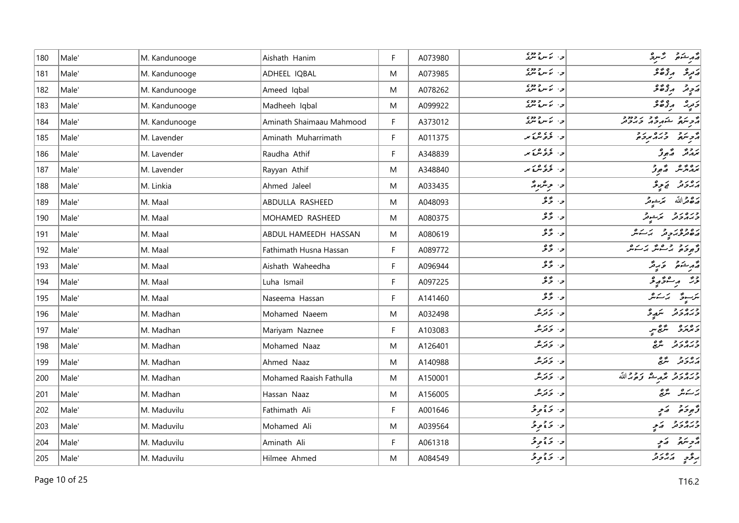| 180 | Male' | M. Kandunooge | Aishath Hanim | F | A073980 | މ.ކަނޑުނޫގެ | އައިޝަތު ހާނިމް |
|---|---|---|---|---|---|---|---|
| 181 | Male' | M. Kandunooge | ADHEEL IQBAL | M | A073985 | މ. ކަނޑުނޫގެ | އަދީލް އިޤްބާލް |
| 182 | Male' | M. Kandunooge | Ameed Iqbal | M | A078262 | މ. ކަނޑުނޫގެ | އަމީދު އިޤްބާލް |
| 183 | Male' | M. Kandunooge | Madheeh Iqbal | M | A099922 | މ. ކަނޑުނޫގެ | މަދީހް އިޤްބާލް |
| 184 | Male' | M. Kandunooge | Aminath Shaimaau Mahmood | F | A373012 | މ. ކަނޑުނޫގެ | އާމިނަތު ޝައިމާއު މަޙްމޫދު |
| 185 | Male' | M. Lavender | Aminath Muharrimath | F | A011375 | މ. ލެވެންޑަރ | އާމިނަތު މުޙައްރިމަތު |
| 186 | Male' | M. Lavender | Raudha Athif | F | A348839 | މ. ލެވެންޑަރ | ރައުދާ އާތިފު |
| 187 | Male' | M. Lavender | Rayyan Athif | M | A348840 | މ. ލެވެންޑަރ | ރައްޔާން އާތިފު |
| 188 | Male' | M. Linkia | Ahmed Jaleel | M | A033435 | މ. ލިންކިއާ | އަޙްމަދު ޖަލީލް |
| 189 | Male' | M. Maal | ABDULLA RASHEED | M | A048093 | މ. މާލް | އަބްދުﷲ ރަޝީދު |
| 190 | Male' | M. Maal | MOHAMED RASHEED | M | A080375 | މ. މާލް | މުޙައްމަދު ރަޝީދު |
| 191 | Male' | M. Maal | ABDUL HAMEEDH HASSAN | M | A080619 | މ. މާލް | އަބްދުލްޙަމީދު ޙަސަން |
| 192 | Male' | M. Maal | Fathimath Husna Hassan | F | A089772 | މ. މާލް | ފާތިމަތު ހުސްނާ ޙަސަން |
| 193 | Male' | M. Maal | Aishath Waheedha | F | A096944 | މ. މާލް | އައިޝަތު ވަޙީދާ |
| 194 | Male' | M. Maal | Luha Ismail | F | A097225 | މ. މާލް | ލުހާ އިސްމާޢީލް |
| 195 | Male' | M. Maal | Naseema Hassan | F | A141460 | މ. މާލް | ނަސީމާ ޙަސަން |
| 196 | Male' | M. Madhan | Mohamed Naeem | M | A032498 | މ. މަދަން | މުޙައްމަދު ނައީމް |
| 197 | Male' | M. Madhan | Mariyam Naznee | F | A103083 | މ. މަދަން | މަރިޔަމް ނާޒްނީ |
| 198 | Male' | M. Madhan | Mohamed Naaz | M | A126401 | މ. މަދަން | މުޙައްމަދު ނާޒް |
| 199 | Male' | M. Madhan | Ahmed Naaz | M | A140988 | މ. މަދަން | އަޙްމަދު ނާޒް |
| 200 | Male' | M. Madhan | Mohamed Raaish Fathulla | M | A150001 | މ. މަދަން | މުޙައްމަދު ރާއިޝް ފަތުحُﷲ |
| 201 | Male' | M. Madhan | Hassan Naaz | M | A156005 | މ. މަދަން | ޙަސަން ނާޒް |
| 202 | Male' | M. Maduvilu | Fathimath Ali | F | A001646 | މ. މަޑުވިލު | ފާތިމަތު ޢަލީ |
| 203 | Male' | M. Maduvilu | Mohamed Ali | M | A039564 | މ. މަޑުވިލު | މުޙައްމަދު ޢަލީ |
| 204 | Male' | M. Maduvilu | Aminath Ali | F | A061318 | މ. މަޑުވިލު | އާމިނަތު ޢަލީ |
| 205 | Male' | M. Maduvilu | Hilmee Ahmed | M | A084549 | މ. މަޑުވިލު | ހިލްމީ އަޙްމަދު |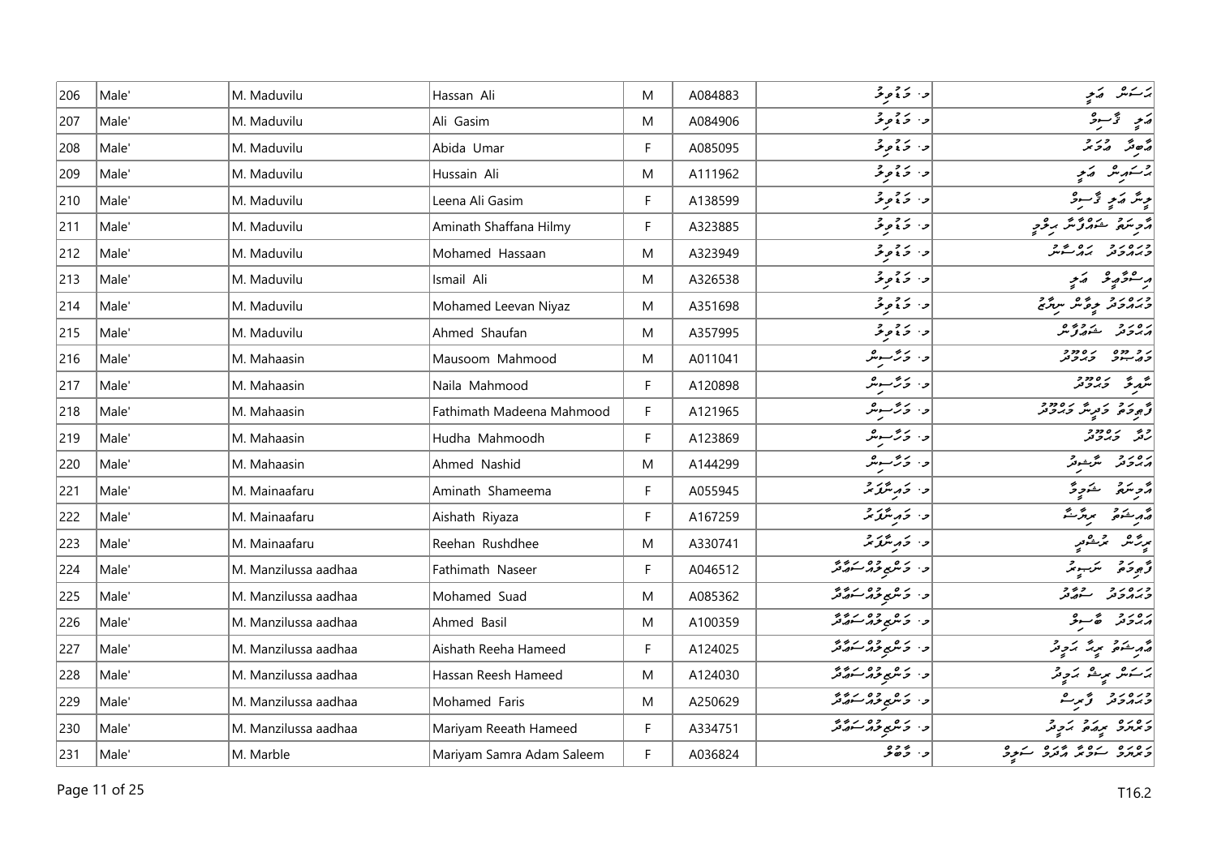| 206 | Male' | M. Maduvilu | Hassan Ali | M | A084883 | މ. މަޑުވިލު | ހަސަން އަލި |
|---|---|---|---|---|---|---|---|
| 207 | Male' | M. Maduvilu | Ali Gasim | M | A084906 | މ. މަޑުވިލު | އަލި ޤާސިމް |
| 208 | Male' | M. Maduvilu | Abida Umar | F | A085095 | މ. މަޑުވިލު | އާބިދާ އުމަރު |
| 209 | Male' | M. Maduvilu | Hussain Ali | M | A111962 | މ. މަޑުވިލު | ހުސައިން އަލި |
| 210 | Male' | M. Maduvilu | Leena Ali Gasim | F | A138599 | މ. މަޑުވިލު | ލީނާ އަލި ޤާސިމް |
| 211 | Male' | M. Maduvilu | Aminath Shaffana Hilmy | F | A323885 | މ. މަޑުވިލު | އާމިނަތު ޝައްފާނާ ހިލްމީ |
| 212 | Male' | M. Maduvilu | Mohamed Hassaan | M | A323949 | މ. މަޑުވިލު | މުހައްމަދު ހައްސާން |
| 213 | Male' | M. Maduvilu | Ismail Ali | M | A326538 | މ. މަޑުވިލު | އިސްމާއިލް އަލި |
| 214 | Male' | M. Maduvilu | Mohamed Leevan Niyaz | M | A351698 | މ. މަޑުވިލު | މުހައްމަދު ލީވާން ނިޔާޒު |
| 215 | Male' | M. Maduvilu | Ahmed Shaufan | M | A357995 | މ. މަޑުވިލު | އަހްމަދު ޝައުފާން |
| 216 | Male' | M. Mahaasin | Mausoom Mahmood | M | A011041 | މ. މަހާސިން | މައުސޫމް މަޙްމޫދު |
| 217 | Male' | M. Mahaasin | Naila Mahmood | F | A120898 | މ. މަހާސިން | ނާއިލާ މަޙްމޫދު |
| 218 | Male' | M. Mahaasin | Fathimath Madeena Mahmood | F | A121965 | މ. މަހާސިން | ފާތިމަތު މަދީނާ މަޙްމޫދު |
| 219 | Male' | M. Mahaasin | Hudha Mahmoodh | F | A123869 | މ. މަހާސިން | ހުދާ މަޙްމޫދު |
| 220 | Male' | M. Mahaasin | Ahmed Nashid | M | A144299 | މ. މަހާސިން | އަހްމަދު ނާޝިދު |
| 221 | Male' | M. Mainaafaru | Aminath Shameema | F | A055945 | މ. މައިނާފަރު | އާމިނަތު ޝަމީމާ |
| 222 | Male' | M. Mainaafaru | Aishath Riyaza | F | A167259 | މ. މައިނާފަރު | އާއިޝަތު ރިޔާޒާ |
| 223 | Male' | M. Mainaafaru | Reehan Rushdhee | M | A330741 | މ. މައިނާފަރު | ރީހާން ރުޝްދީ |
| 224 | Male' | M. Manzilussa aadhaa | Fathimath Naseer | F | A046512 | މ. މަންޒިލުއްސަޢާދާ | ފާތިމަތު ނަސީރު |
| 225 | Male' | M. Manzilussa aadhaa | Mohamed Suad | M | A085362 | މ. މަންޒިލުއްސަޢާދާ | މުހައްމަދު ސުޢާދު |
| 226 | Male' | M. Manzilussa aadhaa | Ahmed Basil | M | A100359 | މ. މަންޒިލުއްސަޢާދާ | އަހްމަދު ބާސިލް |
| 227 | Male' | M. Manzilussa aadhaa | Aishath Reeha Hameed | F | A124025 | މ. މަންޒިލުއްސަޢާދާ | އާއިޝަތު ރީހާ ހަމީދު |
| 228 | Male' | M. Manzilussa aadhaa | Hassan Reesh Hameed | M | A124030 | މ. މަންޒިލުއްސަޢާދާ | ހަސަން ރީޝް ހަމީދު |
| 229 | Male' | M. Manzilussa aadhaa | Mohamed Faris | M | A250629 | މ. މަންޒިލުއްސަޢާދާ | މުހައްމަދު ފާރިސް |
| 230 | Male' | M. Manzilussa aadhaa | Mariyam Reeath Hameed | F | A334751 | މ. މަންޒިލުއްސަޢާދާ | މަރިޔަމް ރިޢާތު ހަމީދު |
| 231 | Male' | M. Marble | Mariyam Samra Adam Saleem | F | A036824 | މ. މާބަލް | މަރިޔަމް ސަމްރާ އާދަމް ސަލީމް |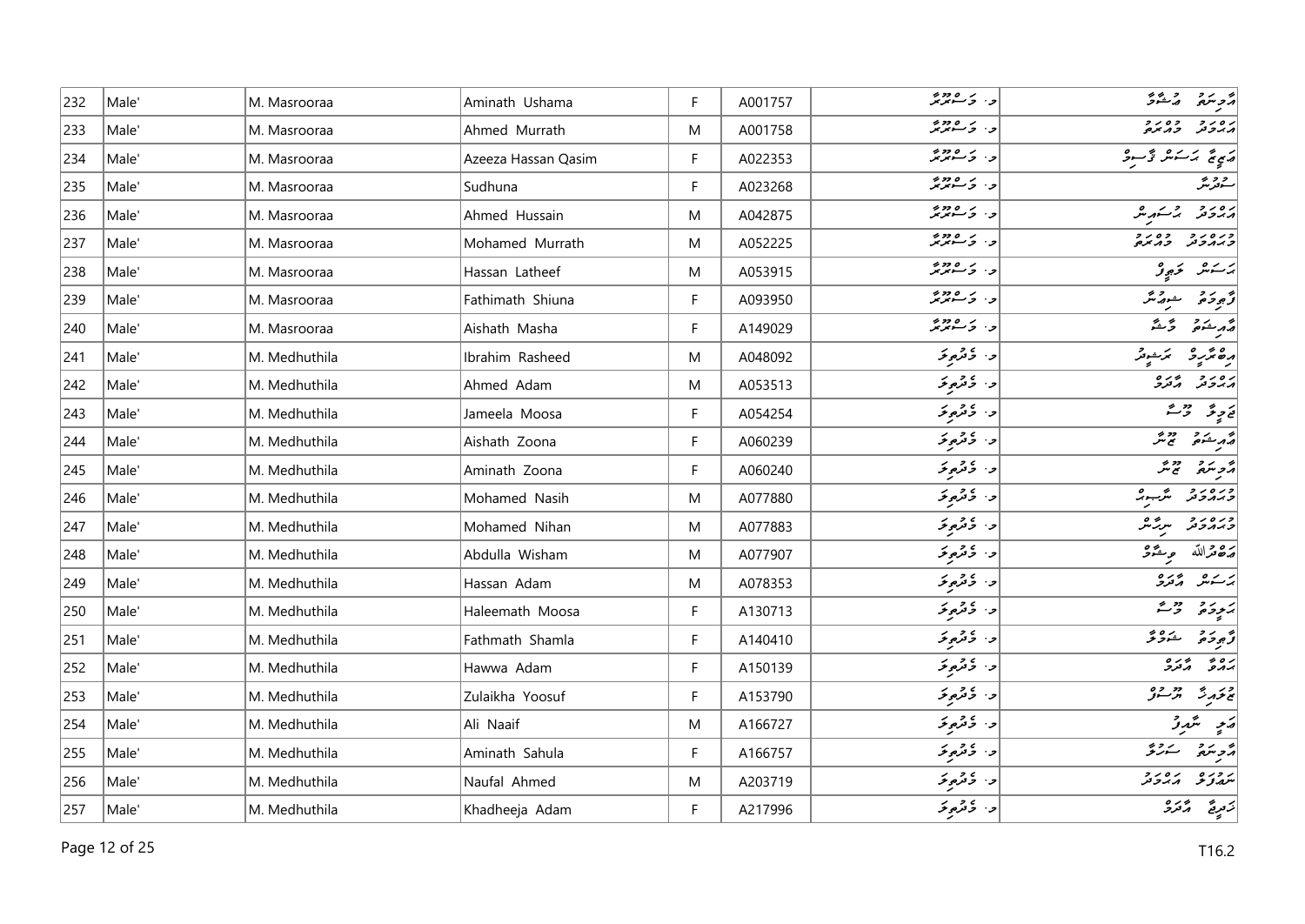| 232 | Male' | M. Masrooraa | Aminath Ushama | F | A001757 | މ. މަސްރޫރާ | އާމިނަތު އުޝާމާ |
|---|---|---|---|---|---|---|---|
| 233 | Male' | M. Masrooraa | Ahmed Murrath | M | A001758 | މ. މަސްރޫރާ | އަޙްމަދު މުއްރަތު |
| 234 | Male' | M. Masrooraa | Azeeza Hassan Qasim | F | A022353 | މ. މަސްރޫރާ | އަޒީޒާ ޙަސަން ޤާސިމް |
| 235 | Male' | M. Masrooraa | Sudhuna | F | A023268 | މ. މަސްރޫރާ | ސުދުނާ |
| 236 | Male' | M. Masrooraa | Ahmed Hussain | M | A042875 | މ. މަސްރޫރާ | އަޙްމަދު ޙުސައިން |
| 237 | Male' | M. Masrooraa | Mohamed Murrath | M | A052225 | މ. މަސްރޫރާ | މުޙައްމަދު މުއްރަތު |
| 238 | Male' | M. Masrooraa | Hassan Latheef | M | A053915 | މ. މަސްރޫރާ | ޙަސަން ލަޠީފު |
| 239 | Male' | M. Masrooraa | Fathimath Shiuna | F | A093950 | މ. މަސްރޫރާ | ފާތިމަތު ޝިއުނާ |
| 240 | Male' | M. Masrooraa | Aishath Masha | F | A149029 | މ. މަސްރޫރާ | އާއިޝަތު މާޝާ |
| 241 | Male' | M. Medhuthila | Ibrahim Rasheed | M | A048092 | މ. މެދުތިލަ | އިބްރާހީމް ރަޝީދު |
| 242 | Male' | M. Medhuthila | Ahmed Adam | M | A053513 | މ. މެދުތިލަ | އަޙްމަދު އާދަމް |
| 243 | Male' | M. Medhuthila | Jameela Moosa | F | A054254 | މ. މެދުތިލަ | ޖަމީލާ މޫސާ |
| 244 | Male' | M. Medhuthila | Aishath Zoona | F | A060239 | މ. މެދުތިލަ | އާއިޝަތު ޒޫނާ |
| 245 | Male' | M. Medhuthila | Aminath Zoona | F | A060240 | މ. މެދުތިލަ | އާމިނަތު ޒޫނާ |
| 246 | Male' | M. Medhuthila | Mohamed Nasih | M | A077880 | މ. މެދުތިލަ | މުޙައްމަދު ނާޞިޙު |
| 247 | Male' | M. Medhuthila | Mohamed Nihan | M | A077883 | މ. މެދުތިލަ | މުޙައްމަދު ނިހާން |
| 248 | Male' | M. Medhuthila | Abdulla Wisham | M | A077907 | މ. މެދުތިލަ | އަބްދުﷲ ވިޝާމް |
| 249 | Male' | M. Medhuthila | Hassan Adam | M | A078353 | މ. މެދުތިލަ | ޙަސަން އާދަމް |
| 250 | Male' | M. Medhuthila | Haleemath Moosa | F | A130713 | މ. މެދުތިލަ | ހަލީމަތު މޫސާ |
| 251 | Male' | M. Medhuthila | Fathmath Shamla | F | A140410 | މ. މެދުތިލަ | ފާތުމަތު ޝަމްލާ |
| 252 | Male' | M. Medhuthila | Hawwa Adam | F | A150139 | މ. މެދުތިލަ | ހައްވާ އާދަމް |
| 253 | Male' | M. Medhuthila | Zulaikha Yoosuf | F | A153790 | މ. މެދުތިލަ | ޒުލައިޚާ ޔޫސުފް |
| 254 | Male' | M. Medhuthila | Ali Naaif | M | A166727 | މ. މެދުތިލަ | އަލި ނާއިފު |
| 255 | Male' | M. Medhuthila | Aminath Sahula | F | A166757 | މ. މެދުތިލަ | އާމިނަތު ސަހުލާ |
| 256 | Male' | M. Medhuthila | Naufal Ahmed | M | A203719 | މ. މެދުތިލަ | ނައުފަލް އަޙްމަދު |
| 257 | Male' | M. Medhuthila | Khadheeja Adam | F | A217996 | މ. މެދުތިލަ | ޚަދީޖާ އާދަމް |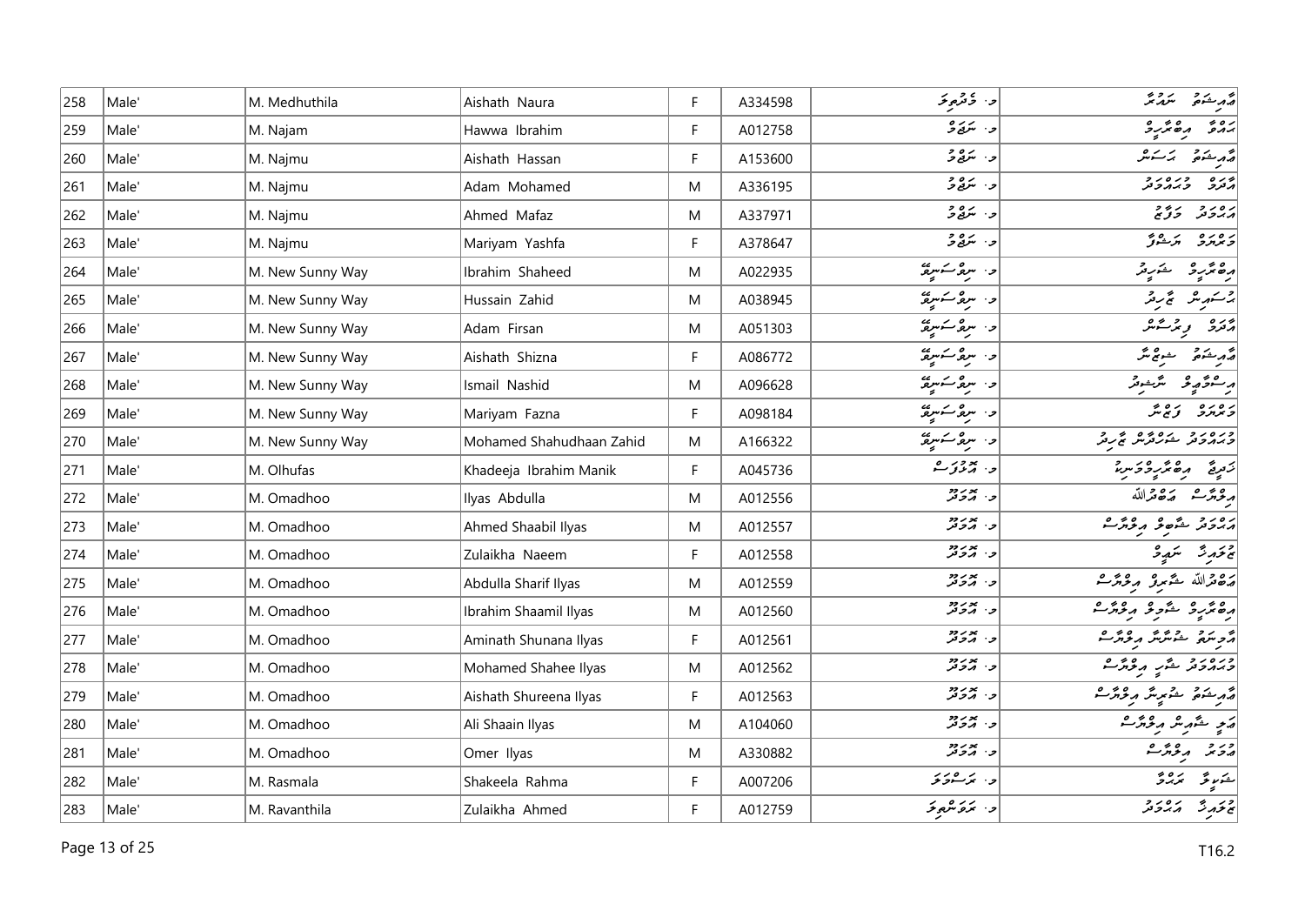| 258 | Male' | M. Medhuthila | Aishath Naura | F | A334598 | މ. މެދުތިލަ | އާއިޝަތު ނައުރާ |
|---|---|---|---|---|---|---|---|
| 259 | Male' | M. Najam | Hawwa Ibrahim | F | A012758 | މ. ނަޖަމް | ހައްވާ އިބްރާހީމް |
| 260 | Male' | M. Najmu | Aishath Hassan | F | A153600 | މ. ނަޖްމު | އާއިޝަތު ހަސަން |
| 261 | Male' | M. Najmu | Adam Mohamed | M | A336195 | މ. ނަޖްމު | އާދަމް މުހައްމަދު |
| 262 | Male' | M. Najmu | Ahmed Mafaz | M | A337971 | މ. ނަޖްމު | އަހްމަދު މަފާޒް |
| 263 | Male' | M. Najmu | Mariyam Yashfa | F | A378647 | މ. ނަޖްމު | މަރިޔަމް ޔަޝްފާ |
| 264 | Male' | M. New Sunny Way | Ibrahim Shaheed | M | A022935 | މ. ނިއުސަނީވޭ | އިބްރާހީމް ޝަހީދު |
| 265 | Male' | M. New Sunny Way | Hussain Zahid | M | A038945 | މ. ނިއުސަނީވޭ | ހުސައިން ޒާހިދު |
| 266 | Male' | M. New Sunny Way | Adam Firsan | M | A051303 | މ. ނިއުސަނީވޭ | އާދަމް ފިރުޝާން |
| 267 | Male' | M. New Sunny Way | Aishath Shizna | F | A086772 | މ. ނިއުސަނީވޭ | އާއިޝަތު ޝިޒްނާ |
| 268 | Male' | M. New Sunny Way | Ismail Nashid | M | A096628 | މ. ނިއުސަނީވޭ | އިސްމާއީލް ނާޝިދު |
| 269 | Male' | M. New Sunny Way | Mariyam Fazna | F | A098184 | މ. ނިއުސަނީވޭ | މަރިޔަމް ފަޒްނާ |
| 270 | Male' | M. New Sunny Way | Mohamed Shahudhaan Zahid | M | A166322 | މ. ނިއުސަނީވޭ | މުހައްމަދު ޝަހުދާން ޒާހިދު |
| 271 | Male' | M. Olhufas | Khadeeja Ibrahim Manik | F | A045736 | މ. އޮޅުފަސް | ޚަދީޖާ އިބްރާހީމްމަނިކު |
| 272 | Male' | M. Omadhoo | Ilyas Abdulla | M | A012556 | މ. އޮމަދޫ | އިލްޔާސް އަބްދުﷲ |
| 273 | Male' | M. Omadhoo | Ahmed Shaabil Ilyas | M | A012557 | މ. އޮމަދޫ | އަހްމަދު ޝާބިލް އިލްޔާސް |
| 274 | Male' | M. Omadhoo | Zulaikha Naeem | F | A012558 | މ. އޮމަދޫ | ޒުލައިޚާ ނަޢީމް |
| 275 | Male' | M. Omadhoo | Abdulla Sharif Ilyas | M | A012559 | މ. އޮމަދޫ | އަބްދުﷲ ޝަރީފް އިލްޔާސް |
| 276 | Male' | M. Omadhoo | Ibrahim Shaamil Ilyas | M | A012560 | މ. އޮމަދޫ | އިބްރާހީމް ޝާމިލް އިލްޔާސް |
| 277 | Male' | M. Omadhoo | Aminath Shunana Ilyas | F | A012561 | މ. އޮމަދޫ | އާމިނަތު ޝުނާނާ އިލްޔާސް |
| 278 | Male' | M. Omadhoo | Mohamed Shahee Ilyas | M | A012562 | މ. އޮމަދޫ | މުހައްމަދު ޝާހީ އިލްޔާސް |
| 279 | Male' | M. Omadhoo | Aishath Shureena Ilyas | F | A012563 | މ. އޮމަދޫ | އާއިޝަތު ޝުރީނާ އިލްޔާސް |
| 280 | Male' | M. Omadhoo | Ali Shaain Ilyas | M | A104060 | މ. އޮމަދޫ | އަލި ޝާއިން އިލްޔާސް |
| 281 | Male' | M. Omadhoo | Omer Ilyas | M | A330882 | މ. އޮމަދޫ | އުމަރު އިލްޔާސް |
| 282 | Male' | M. Rasmala | Shakeela Rahma | F | A007206 | މ. ރަސްމަލަ | ޝަކީލާ ރަޙްމާ |
| 283 | Male' | M. Ravanthila | Zulaikha Ahmed | F | A012759 | މ. ރަވަންތިލަ | ޒުލައިޚާ އަހްމަދު |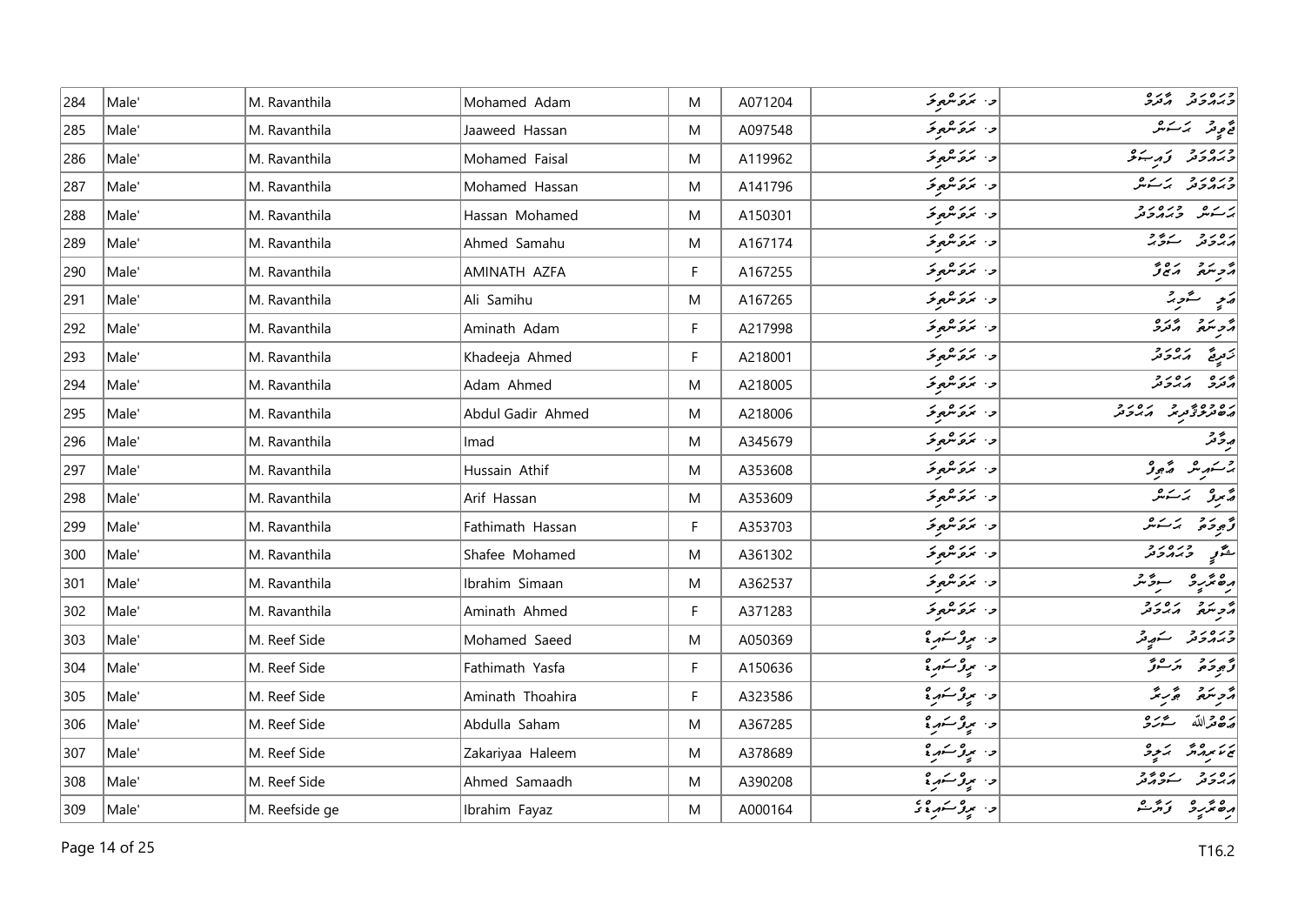| 284 | Male' | M. Ravanthila | Mohamed Adam | M | A071204 | م. ރަވަންތިލަ | މުހައްމަދު އާދަމް |
|---|---|---|---|---|---|---|---|
| 285 | Male' | M. Ravanthila | Jaaweed Hassan | M | A097548 | م. ރަވަންތިލަ | ޖާވީދު ހަސަން |
| 286 | Male' | M. Ravanthila | Mohamed Faisal | M | A119962 | م. ރަވަންތިލަ | މުހައްމަދު ފައިސަލް |
| 287 | Male' | M. Ravanthila | Mohamed Hassan | M | A141796 | م. ރަވަންތިލަ | މުހައްމަދު ހަސަން |
| 288 | Male' | M. Ravanthila | Hassan Mohamed | M | A150301 | م. ރަވަންތިލަ | ހަސަން މުހައްމަދު |
| 289 | Male' | M. Ravanthila | Ahmed Samahu | M | A167174 | م. ރަވަންތިލަ | އަހްމަދު ސަމާހު |
| 290 | Male' | M. Ravanthila | AMINATH AZFA | F | A167255 | م. ރަވަންތިލަ | އާމިނަތު އަޒްފާ |
| 291 | Male' | M. Ravanthila | Ali Samihu | M | A167265 | م. ރަވަންތިލަ | އަލި ސާމިހު |
| 292 | Male' | M. Ravanthila | Aminath Adam | F | A217998 | م. ރަވަންތިލަ | އާމިނަތު އާދަމް |
| 293 | Male' | M. Ravanthila | Khadeeja Ahmed | F | A218001 | م. ރަވަންތިލަ | ޚަދީޖާ އަހްމަދު |
| 294 | Male' | M. Ravanthila | Adam Ahmed | M | A218005 | م. ރަވަންތިލަ | އާދަމް އަހްމަދު |
| 295 | Male' | M. Ravanthila | Abdul Gadir Ahmed | M | A218006 | م. ރަވަންތިލަ | އަބްދުލްގާދިރު އަހްމަދު |
| 296 | Male' | M. Ravanthila | Imad | M | A345679 | م. ރަވަންތިލަ | އިމާދު |
| 297 | Male' | M. Ravanthila | Hussain Athif | M | A353608 | م. ރަވަންތިލަ | ހުސައިން އާތިފު |
| 298 | Male' | M. Ravanthila | Arif Hassan | M | A353609 | م. ރަވަންތިލަ | އާރިފު ހަސަން |
| 299 | Male' | M. Ravanthila | Fathimath Hassan | F | A353703 | م. ރަވަންތިލަ | ފާތިމަތު ހަސަން |
| 300 | Male' | M. Ravanthila | Shafee Mohamed | M | A361302 | م. ރަވަންތިލަ | ޝާފީ މުހައްމަދު |
| 301 | Male' | M. Ravanthila | Ibrahim Simaan | M | A362537 | م. ރަވަންތިލަ | އިބްރާހީމް ސިމާން |
| 302 | Male' | M. Ravanthila | Aminath Ahmed | F | A371283 | م. ރަވަންތިލަ | އާމިނަތު އަހްމަދު |
| 303 | Male' | M. Reef Side | Mohamed Saeed | M | A050369 | م. ރީފްސައިޑް | މުހައްމަދު ސަޢީދު |
| 304 | Male' | M. Reef Side | Fathimath Yasfa | F | A150636 | م. ރީފްސައިޑް | ފާތިމަތު ޔަސްފާ |
| 305 | Male' | M. Reef Side | Aminath Thoahira | F | A323586 | م. ރީފްސައިޑް | އާމިނަތު ޠާހިރާ |
| 306 | Male' | M. Reef Side | Abdulla Saham | M | A367285 | م. ރީފްސައިޑް | އަބްދުﷲ ސަހަމް |
| 307 | Male' | M. Reef Side | Zakariyaa Haleem | M | A378689 | م. ރީފްސައިޑް | ޒަކަރިއްޔާ ހަލީމް |
| 308 | Male' | M. Reef Side | Ahmed Samaadh | M | A390208 | م. ރީފްސައިޑް | އަހްމަދު ސަމާދު |
| 309 | Male' | M. Reefside ge | Ibrahim Fayaz | M | A000164 | م. ރީފްސައިޑްގެ | އިބްރާހީމް ފައްޔާޒް |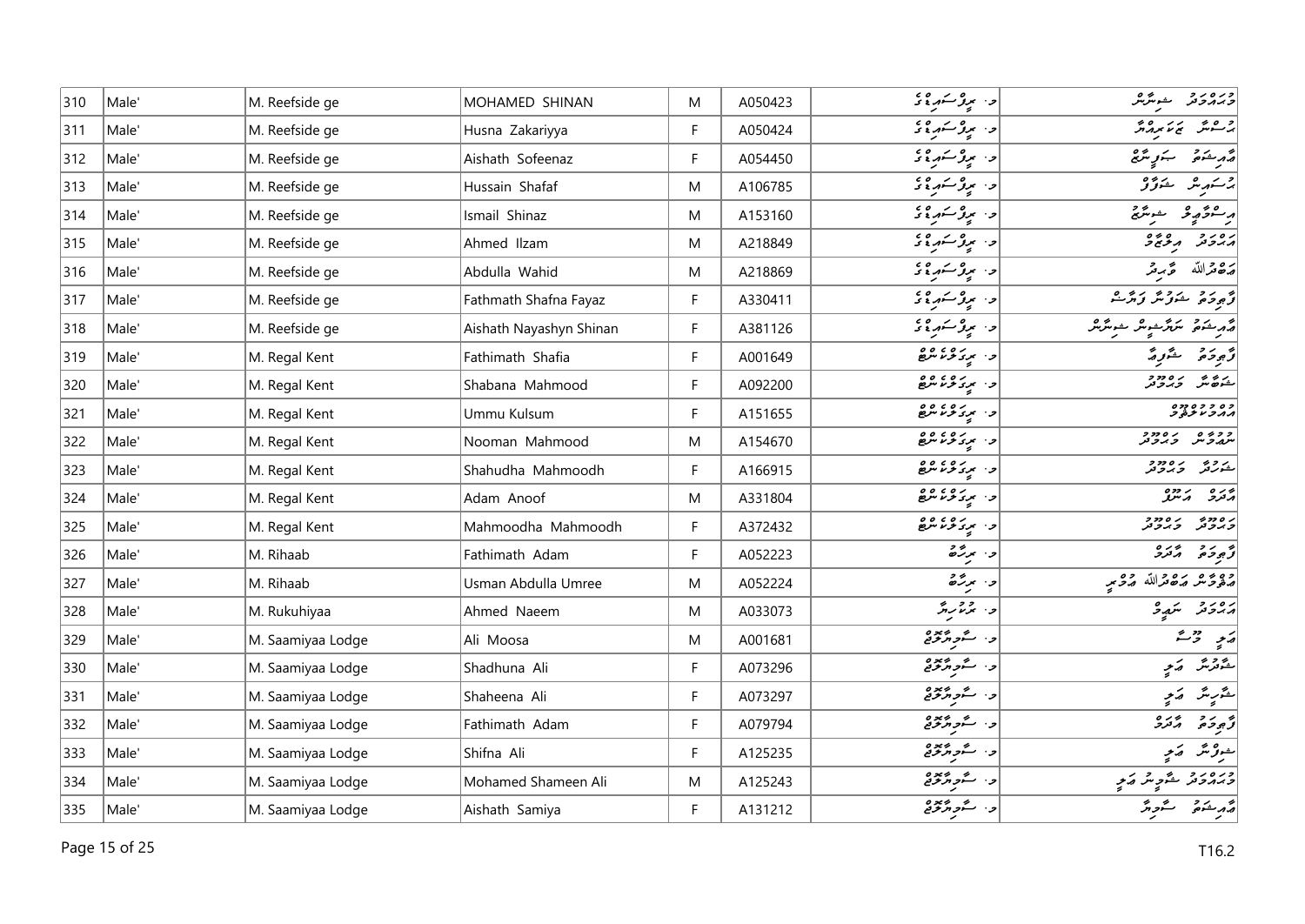| 310 | Male' | M. Reefside ge | MOHAMED SHINAN | M | A050423 | މ. ރީފްސައިޑްގެ | މުޙައްމަދު ޝިނާން |
|---|---|---|---|---|---|---|---|
| 311 | Male' | M. Reefside ge | Husna Zakariyya | F | A050424 | މ. ރީފްސައިޑްގެ | ހުސްނާ ޒަކަރިއްޔާ |
| 312 | Male' | M. Reefside ge | Aishath Sofeenaz | F | A054450 | މ. ރީފްސައިޑްގެ | އާއިޝަތު ސޯފީނާޒް |
| 313 | Male' | M. Reefside ge | Hussain Shafaf | M | A106785 | މ. ރީފްސައިޑްގެ | ހުސައިން ޝަފާފް |
| 314 | Male' | M. Reefside ge | Ismail Shinaz | M | A153160 | މ. ރީފްސައިޑްގެ | އިސްމާޢީލް ޝިނާޒް |
| 315 | Male' | M. Reefside ge | Ahmed Ilzam | M | A218849 | މ. ރީފްސައިޑްގެ | އަޙްމަދު އިލްޒާމް |
| 316 | Male' | M. Reefside ge | Abdulla Wahid | M | A218869 | މ. ރީފްސައިޑްގެ | އަބްދުﷲ ވާހިދު |
| 317 | Male' | M. Reefside ge | Fathmath Shafna Fayaz | F | A330411 | މ. ރީފްސައިޑްގެ | ފާތިމަތު ޝަފްނާ ފަޔާޒް |
| 318 | Male' | M. Reefside ge | Aishath Nayashyn Shinan | F | A381126 | މ. ރީފްސައިޑްގެ | އާއިޝަތު ނަޔާޝިން ޝިނާން |
| 319 | Male' | M. Regal Kent | Fathimath Shafia | F | A001649 | މ. ރީގަލްކެންޓް | ފާތިމަތު ޝާފިއާ |
| 320 | Male' | M. Regal Kent | Shabana Mahmood | F | A092200 | މ. ރީގަލްކެންޓް | ޝަބާނާ މަޙްމޫދު |
| 321 | Male' | M. Regal Kent | Ummu Kulsum | F | A151655 | މ. ރީގަލްކެންޓް | އުއްމުކުލްސޫމް |
| 322 | Male' | M. Regal Kent | Nooman Mahmood | M | A154670 | މ. ރީގަލްކެންޓް | ނުޢުމާން މަޙްމޫދު |
| 323 | Male' | M. Regal Kent | Shahudha Mahmoodh | F | A166915 | މ. ރީގަލްކެންޓް | ޝަހުދާ މަޙްމޫދު |
| 324 | Male' | M. Regal Kent | Adam Anoof | M | A331804 | މ. ރީގަލްކެންޓް | އާދަމް އަނޫފް |
| 325 | Male' | M. Regal Kent | Mahmoodha Mahmoodh | F | A372432 | މ. ރީގަލްކެންޓް | މަޙްމޫދާ މަޙްމޫދު |
| 326 | Male' | M. Rihaab | Fathimath Adam | F | A052223 | މ. ރިހާބް | ފާތިމަތު އާދަމް |
| 327 | Male' | M. Rihaab | Usman Abdulla Umree | M | A052224 | މ. ރިހާބް | އުސްމާން އަބްދުﷲ އުމްރީ |
| 328 | Male' | M. Rukuhiyaa | Ahmed Naeem | M | A033073 | މ. ރުކުހިޔާ | އަޙްމަދު ނައީމް |
| 329 | Male' | M. Saamiyaa Lodge | Ali Moosa | M | A001681 | މ. ސާމިޔާލޮޖް | އަލި މޫސާ |
| 330 | Male' | M. Saamiyaa Lodge | Shadhuna Ali | F | A073296 | މ. ސާމިޔާލޮޖް | ޝާދުނާ އަލި |
| 331 | Male' | M. Saamiyaa Lodge | Shaheena Ali | F | A073297 | މ. ސާމިޔާލޮޖް | ޝާހިނާ އަލި |
| 332 | Male' | M. Saamiyaa Lodge | Fathimath Adam | F | A079794 | މ. ސާމިޔާލޮޖް | ފާތިމަތު އާދަމް |
| 333 | Male' | M. Saamiyaa Lodge | Shifna Ali | F | A125235 | މ. ސާމިޔާލޮޖް | ޝިފްނާ އަލި |
| 334 | Male' | M. Saamiyaa Lodge | Mohamed Shameen Ali | M | A125243 | މ. ސާމިޔާލޮޖް | މުޙައްމަދު ޝާމީން އަލި |
| 335 | Male' | M. Saamiyaa Lodge | Aishath Samiya | F | A131212 | މ. ސާމިޔާލޮޖް | އާއިޝަތު ސާމިޔާ |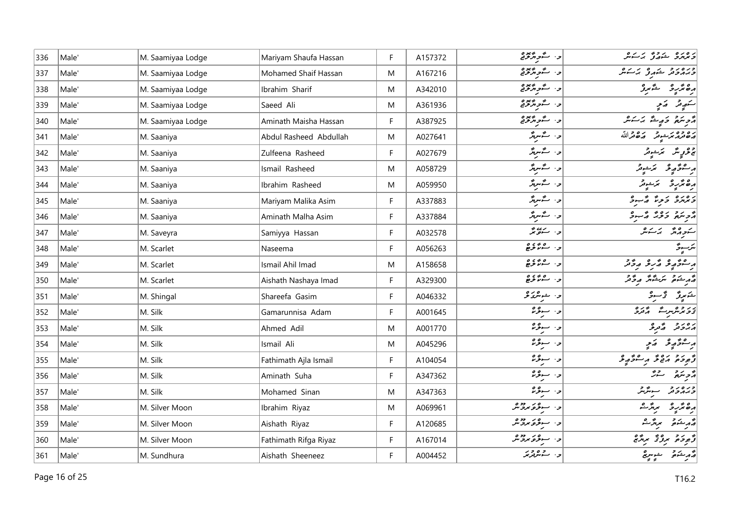| 336 | Male' | M. Saamiyaa Lodge | Mariyam Shaufa Hassan | F | A157372 | މ. ސާމިޔާލޮޖް | މަރިޔަމް ޝައުފާ ހަސަން |
|---|---|---|---|---|---|---|---|
| 337 | Male' | M. Saamiyaa Lodge | Mohamed Shaif Hassan | M | A167216 | މ. ސާމިޔާލޮޖް | މުޙައްމަދު ޝާއިފް ހަސަން |
| 338 | Male' | M. Saamiyaa Lodge | Ibrahim Sharif | M | A342010 | މ. ސާމިޔާލޮޖް | އިބްރާހީމް ޝަރީފް |
| 339 | Male' | M. Saamiyaa Lodge | Saeed Ali | M | A361936 | މ. ސާމިޔާލޮޖް | ސައީދު އަލި |
| 340 | Male' | M. Saamiyaa Lodge | Aminath Maisha Hassan | F | A387925 | މ. ސާމިޔާލޮޖް | އާމިނަތު މައިޝާ ހަސަން |
| 341 | Male' | M. Saaniya | Abdul Rasheed Abdullah | M | A027641 | މ. ސާނިޔާ | އަބްދުއްރަޝީދު އަބްދުﷲ |
| 342 | Male' | M. Saaniya | Zulfeena Rasheed | F | A027679 | މ. ސާނިޔާ | ޒުލްފީނާ ރަޝީދު |
| 343 | Male' | M. Saaniya | Ismail Rasheed | M | A058729 | މ. ސާނިޔާ | އިސްމާޢީލް ރަޝީދު |
| 344 | Male' | M. Saaniya | Ibrahim Rasheed | M | A059950 | މ. ސާނިޔާ | އިބްރާހީމް ރަޝީދު |
| 345 | Male' | M. Saaniya | Mariyam Malika Asim | F | A337883 | މ. ސާނިޔާ | މަރިޔަމް މަލިކާ އާސިމް |
| 346 | Male' | M. Saaniya | Aminath Malha Asim | F | A337884 | މ. ސާނިޔާ | އާމިނަތު މަލްހާ އާސިމް |
| 347 | Male' | M. Saveyra | Samiyya Hassan | F | A032578 | މ. ސަވޭރާ | ސަމިއްޔާ ހަސަން |
| 348 | Male' | M. Scarlet | Naseema | F | A056263 | މ. ސްކާލެޓް | ނަސީމާ |
| 349 | Male' | M. Scarlet | Ismail Ahil Imad | M | A158658 | މ. ސްކާލެޓް | އިސްމާޢީލް އާހިލް އިމާދު |
| 350 | Male' | M. Scarlet | Aishath Nashaya Imad | F | A329300 | މ. ސްކާލެޓް | ޢާއިޝަތު ނަޝާޔާ އިމާދު |
| 351 | Male' | M. Shingal | Shareefa Gasim | F | A046332 | މ. ޝިންގަލް | ޝަރީފާ ޤާސިމް |
| 352 | Male' | M. Silk | Gamarunnisa Adam | F | A001645 | މ. ސިލްކް | ޤަމަރުންނިސާ އާދަމް |
| 353 | Male' | M. Silk | Ahmed Adil | M | A001770 | މ. ސިލްކް | އަޙްމަދު އާދިލް |
| 354 | Male' | M. Silk | Ismail Ali | M | A045296 | މ. ސިލްކް | އިސްމާޢީލް އަލި |
| 355 | Male' | M. Silk | Fathimath Ajla Ismail | F | A104054 | މ. ސިލްކް | ފާތިމަތު އަޖުލާ އިސްމާޢީލް |
| 356 | Male' | M. Silk | Aminath Suha | F | A347362 | މ. ސިލްކް | އާމިނަތު ސުހާ |
| 357 | Male' | M. Silk | Mohamed Sinan | M | A347363 | މ. ސިލްކް | މުޙައްމަދު ސިނާން |
| 358 | Male' | M. Silver Moon | Ibrahim Riyaz | M | A069961 | މ. ސިލްވަރމޫން | އިބްރާހީމް ރިޔާޒް |
| 359 | Male' | M. Silver Moon | Aishath Riyaz | F | A120685 | މ. ސިލްވަރމޫން | ޢާއިޝަތު ރިޔާޒް |
| 360 | Male' | M. Silver Moon | Fathimath Rifga Riyaz | F | A167014 | މ. ސިލްވަރމޫން | ފާތިމަތު ރިފްޤާ ރިޔާޒް |
| 361 | Male' | M. Sundhura | Aishath Sheeneez | F | A004452 | މ. ސުންދުރަ | ޢާއިޝަތު ޝީނީޒް |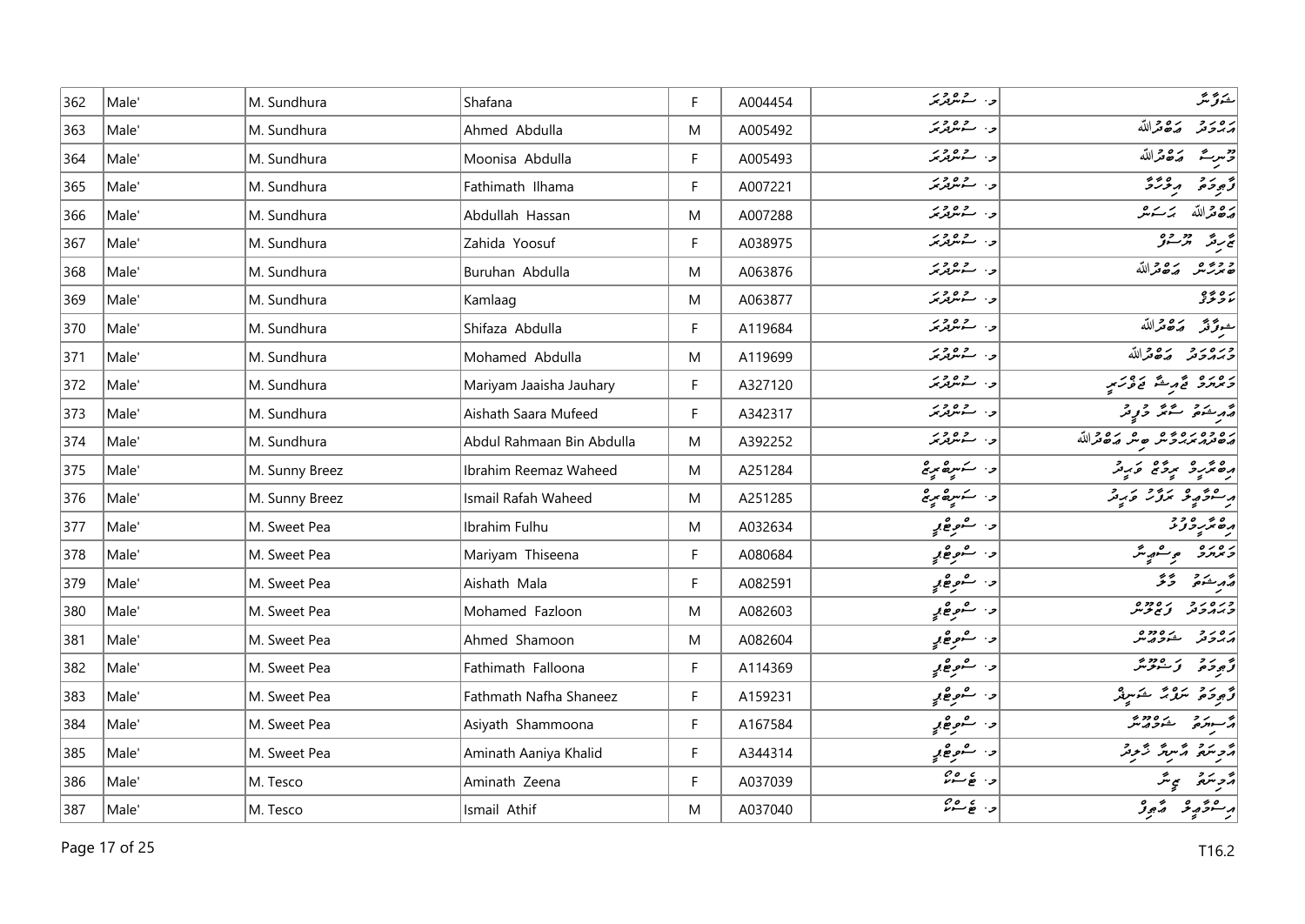| 362 | Male' | M. Sundhura | Shafana | F | A004454 | މ. ސުންދުރަ | ޝަފާނާ |
|---|---|---|---|---|---|---|---|
| 363 | Male' | M. Sundhura | Ahmed Abdulla | M | A005492 | މ. ސުންދުރަ | އަހުމަދު އަބްދުﷲ |
| 364 | Male' | M. Sundhura | Moonisa Abdulla | F | A005493 | މ. ސުންދުރަ | މޫނިސާ އަބްދުﷲ |
| 365 | Male' | M. Sundhura | Fathimath Ilhama | F | A007221 | މ. ސުންދުރަ | ފާތިމަތު އިލްހާމާ |
| 366 | Male' | M. Sundhura | Abdullah Hassan | M | A007288 | މ. ސުންދުރަ | އަބްދުﷲ ހަސަން |
| 367 | Male' | M. Sundhura | Zahida Yoosuf | F | A038975 | މ. ސުންދުރަ | ޒާހިދާ ޔޫސުފް |
| 368 | Male' | M. Sundhura | Buruhan Abdulla | M | A063876 | މ. ސުންދުރަ | ބުރުހާން އަބްދުﷲ |
| 369 | Male' | M. Sundhura | Kamlaag | M | A063877 | މ. ސުންދުރަ | ކަމްލާގް |
| 370 | Male' | M. Sundhura | Shifaza Abdulla | F | A119684 | މ. ސުންދުރަ | ޝިފާޒާ އަބްދުﷲ |
| 371 | Male' | M. Sundhura | Mohamed Abdulla | M | A119699 | މ. ސުންދުރަ | މުހައްމަދު އަބްދުﷲ |
| 372 | Male' | M. Sundhura | Mariyam Jaaisha Jauhary | F | A327120 | މ. ސުންދުރަ | މަރްޔަމް ޖާއިޝާ ޖައުހަރީ |
| 373 | Male' | M. Sundhura | Aishath Saara Mufeed | F | A342317 | މ. ސުންދުރަ | އާއިޝަތު ސާރާ މުފީދު |
| 374 | Male' | M. Sundhura | Abdul Rahmaan Bin Abdulla | M | A392252 | މ. ސުންދުރަ | އަބްދުއްރަޙްމާން ބިން އަބްދުﷲ |
| 375 | Male' | M. Sunny Breez | Ibrahim Reemaz Waheed | M | A251284 | މ. ސަނީބްރީޒް | އިބްރާހިމް ރީމާޒް ވަޙީދު |
| 376 | Male' | M. Sunny Breez | Ismail Rafah Waheed | M | A251285 | މ. ސަނީބްރީޒް | އިސްމާއީލް ރަފާހް ވަޙީދު |
| 377 | Male' | M. Sweet Pea | Ibrahim Fulhu | M | A032634 | މ. ސްވީޓްޕީ | އިބްރާހީމްފުޅު |
| 378 | Male' | M. Sweet Pea | Mariyam Thiseena | F | A080684 | މ. ސްވީޓްޕީ | މަރްޔަމް ތިސީނާ |
| 379 | Male' | M. Sweet Pea | Aishath Mala | F | A082591 | މ. ސްވީޓްޕީ | އާއިޝަތު މާލާ |
| 380 | Male' | M. Sweet Pea | Mohamed Fazloon | M | A082603 | މ. ސްވީޓްޕީ | މުހައްމަދު ފަޟްލޫން |
| 381 | Male' | M. Sweet Pea | Ahmed Shamoon | M | A082604 | މ. ސްވީޓްޕީ | އަހުމަދު ޝަމްއޫން |
| 382 | Male' | M. Sweet Pea | Fathimath Falloona | F | A114369 | މ. ސްވީޓްޕީ | ފާތިމަތު ފަލްލޫނާ |
| 383 | Male' | M. Sweet Pea | Fathmath Nafha Shaneez | F | A159231 | މ. ސްވީޓްޕީ | ފާތިމަތު ނަފްހާ ޝަނީޒް |
| 384 | Male' | M. Sweet Pea | Asiyath Shammoona | F | A167584 | މ. ސްވީޓްޕީ | އާސިޔަތު ޝައްމޫނާ |
| 385 | Male' | M. Sweet Pea | Aminath Aaniya Khalid | F | A344314 | މ. ސްވީޓްޕީ | އާމިނަތު އާނިޔާ ޚާލިދު |
| 386 | Male' | M. Tesco | Aminath Zeena | F | A037039 | މ. ޓެސްކޯ | އާމިނަތު ޒީނާ |
| 387 | Male' | M. Tesco | Ismail Athif | M | A037040 | މ. ޓެސްކޯ | އިސްމާއިލް އާތިފް |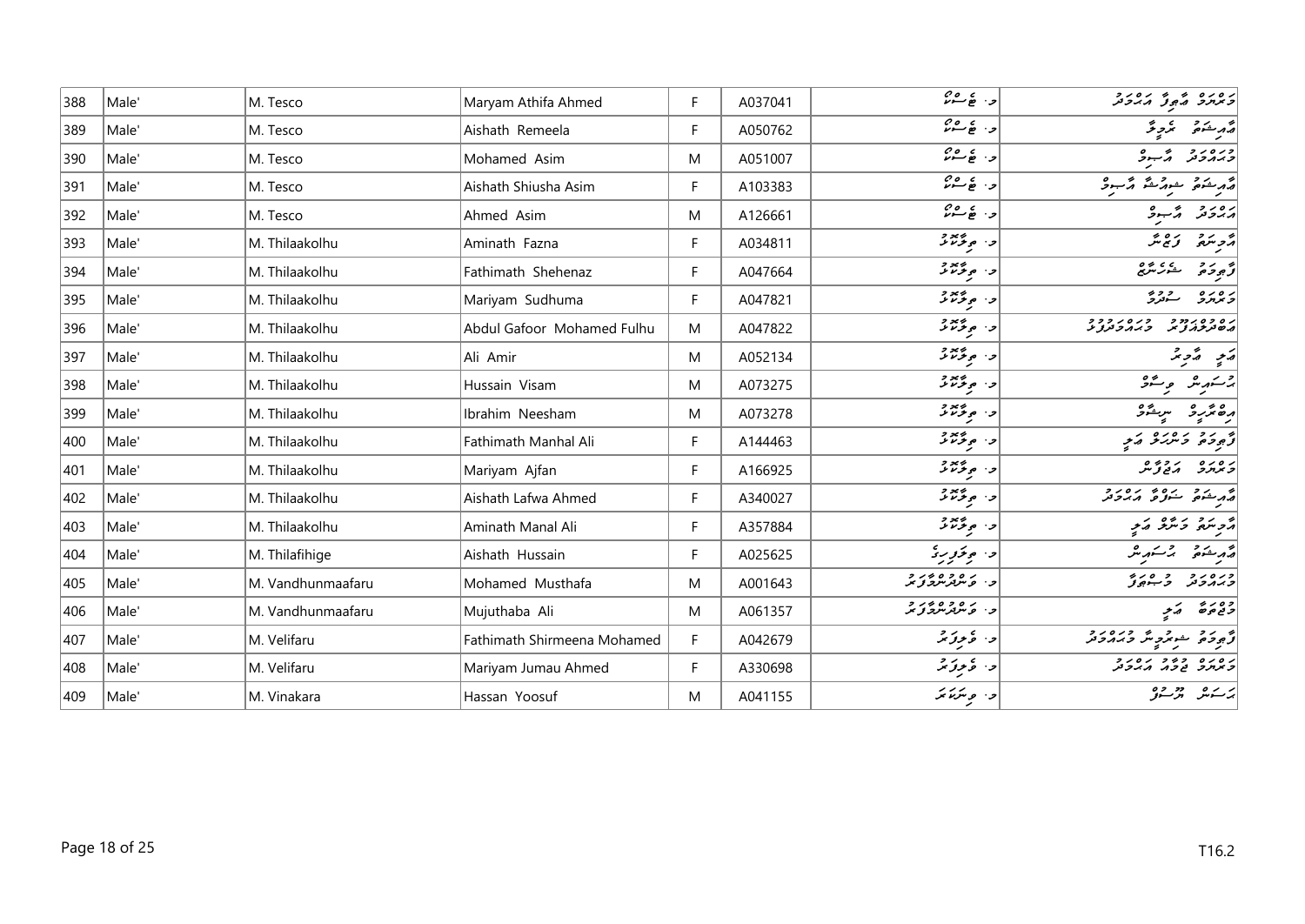| 388 | Male' | M. Tesco | Maryam Athifa Ahmed | F | A037041 | މ. ޓެސްކޯ | މަރްޔަމް އާތިފާ އަޙްމަދު |
|---|---|---|---|---|---|---|---|
| 389 | Male' | M. Tesco | Aishath Remeela | F | A050762 | މ. ޓެސްކޯ | އާއިޝަތު ރަމީލާ |
| 390 | Male' | M. Tesco | Mohamed Asim | M | A051007 | މ. ޓެސްކޯ | މުޙައްމަދު އާސިމް |
| 391 | Male' | M. Tesco | Aishath Shiusha Asim | F | A103383 | މ. ޓެސްކޯ | އާއިޝަތު ޝިއުޝާ އާސިމް |
| 392 | Male' | M. Tesco | Ahmed Asim | M | A126661 | މ. ޓެސްކޯ | އަޙްމަދު އާސިމް |
| 393 | Male' | M. Thilaakolhu | Aminath Fazna | F | A034811 | މ. ތިލާކޮޅު | އާމިނަތު ފަޒްނާ |
| 394 | Male' | M. Thilaakolhu | Fathimath Shehenaz | F | A047664 | މ. ތިލާކޮޅު | ފާތިމަތު ޝެހެނާޒް |
| 395 | Male' | M. Thilaakolhu | Mariyam Sudhuma | F | A047821 | މ. ތިލާކޮޅު | މަރިޔަމް ސުދުމާ |
| 396 | Male' | M. Thilaakolhu | Abdul Gafoor Mohamed Fulhu | M | A047822 | މ. ތިލާކޮޅު | އަބްދުލްޣަފޫރު މުޙައްމަދުފުޅު |
| 397 | Male' | M. Thilaakolhu | Ali Amir | M | A052134 | މ. ތިލާކޮޅު | އަލި އާމިރު |
| 398 | Male' | M. Thilaakolhu | Hussain Visam | M | A073275 | މ. ތިލާކޮޅު | ހުސައިން ވިސާމް |
| 399 | Male' | M. Thilaakolhu | Ibrahim Neesham | M | A073278 | މ. ތިލާކޮޅު | އިބްރާހީމް ނީޝާމް |
| 400 | Male' | M. Thilaakolhu | Fathimath Manhal Ali | F | A144463 | މ. ތިލާކޮޅު | ފާތިމަތު މަންހަލް އަލި |
| 401 | Male' | M. Thilaakolhu | Mariyam Ajfan | F | A166925 | މ. ތިލާކޮޅު | މަރިޔަމް އަޖްފާން |
| 402 | Male' | M. Thilaakolhu | Aishath Lafwa Ahmed | F | A340027 | މ. ތިލާކޮޅު | އާއިޝަތު ލަފްވާ އަޙްމަދު |
| 403 | Male' | M. Thilaakolhu | Aminath Manal Ali | F | A357884 | މ. ތިލާކޮޅު | އާމިނަތު މަނާލް އަލި |
| 404 | Male' | M. Thilafihige | Aishath Hussain | F | A025625 | މ. ތިލަފިހިގެ | އާއިޝަތު ހުސައިން |
| 405 | Male' | M. Vandhunmaafaru | Mohamed Musthafa | M | A001643 | މ. ވަނދުންމާފަރު | މުޙައްމަދު މުސްތަފާ |
| 406 | Male' | M. Vandhunmaafaru | Mujuthaba Ali | M | A061357 | މ. ވަނދުންމާފަރު | މުޖުތަބާ އަލި |
| 407 | Male' | M. Velifaru | Fathimath Shirmeena Mohamed | F | A042679 | މ. ވެލިފަރު | ފާތިމަތު ޝިރުމީނާ މުޙައްމަދު |
| 408 | Male' | M. Velifaru | Mariyam Jumau Ahmed | F | A330698 | މ. ވެލިފަރު | މަރިޔަމް ޖުމައު އަޙްމަދު |
| 409 | Male' | M. Vinakara | Hassan Yoosuf | M | A041155 | މ. ވިނަކަރަ | ޙަސަން ޔޫސުފް |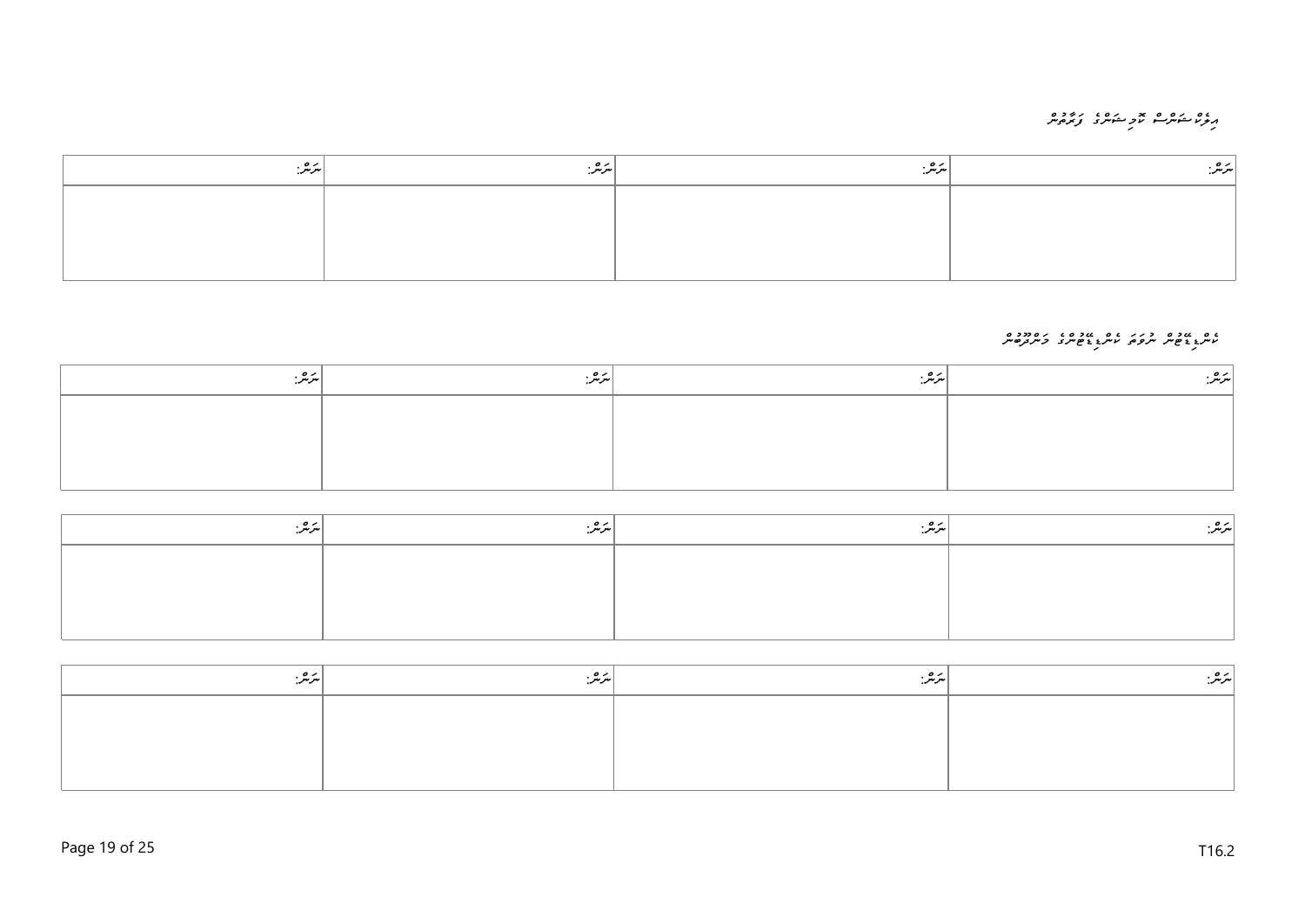## ދިވެހިރާއްޖޭގެ ގައުމީ ފަރާތުން

| ނަންބަރު: | ނަންބަރު: | ނަންބަރު: | ނަންބަރު: |
|---|---|---|---|
| | | | |

## ކުންފުނިތަކުގެ ނަމުގައި ކުންފުނިތަކުގެ މަސްއޫލިއްޔަތު

| ނަންބަރު: | ނަންބަރު: | ނަންބަރު: | ނަންބަރު: |
|---|---|---|---|
| | | | |

| ނަންބަރު: | ނަންބަރު: | ނަންބަރު: | ނަންބަރު: |
|---|---|---|---|
| | | | |

| ނަންބަރު: | ނަންބަރު: | ނަންބަރު: | ނަންބަރު: |
|---|---|---|---|
| | | | |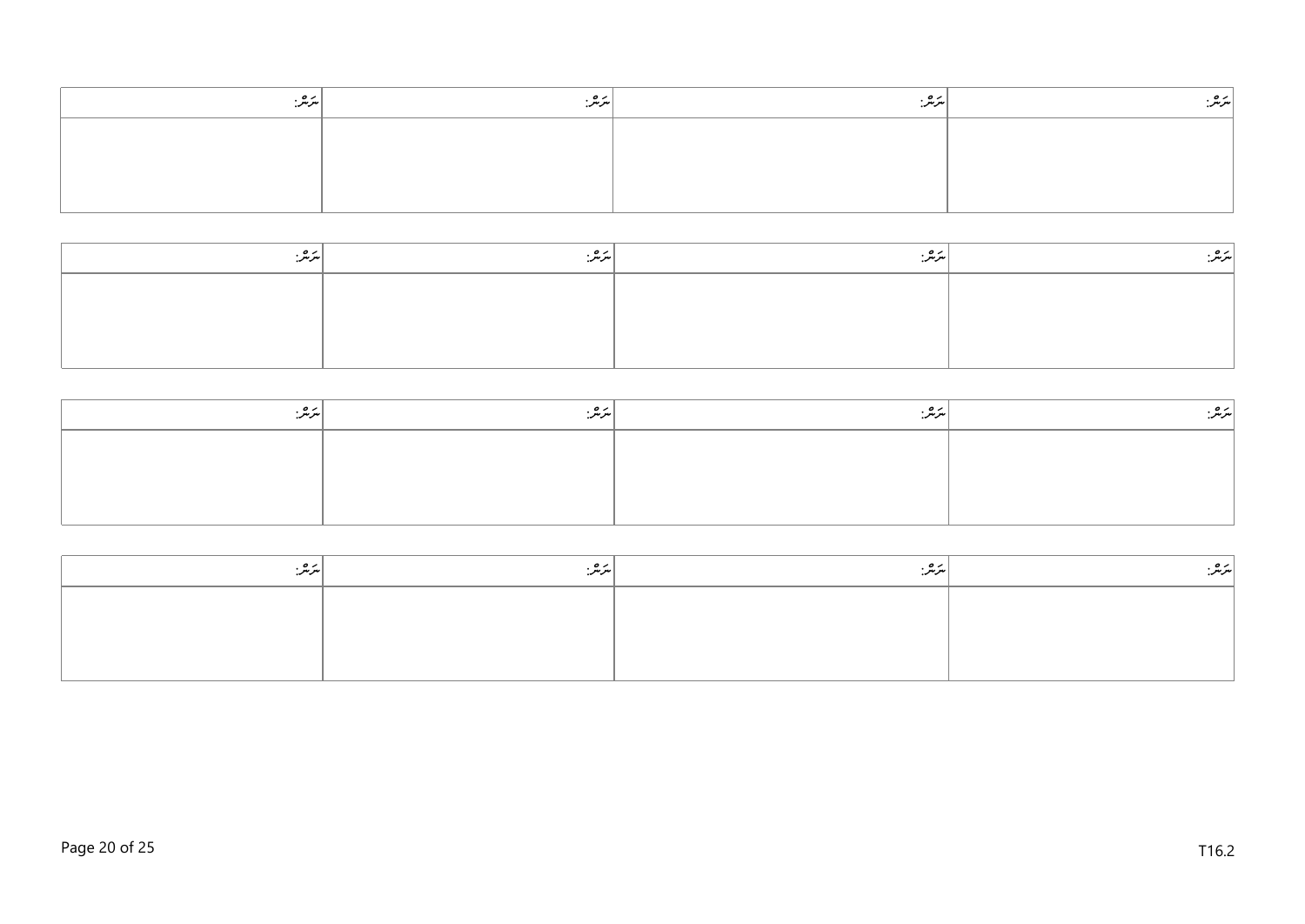| ނަރުން: | ނަރުން: | ނަރުން: | ނަރުން: |
|---|---|---|---|
| | | | |

| ނަރުން: | ނަރުން: | ނަރުން: | ނަރުން: |
|---|---|---|---|
| | | | |

| ނަރުން: | ނަރުން: | ނަރުން: | ނަރުން: |
|---|---|---|---|
| | | | |

| ނަރުން: | ނަރުން: | ނަރުން: | ނަރުން: |
|---|---|---|---|
| | | | |

T16.2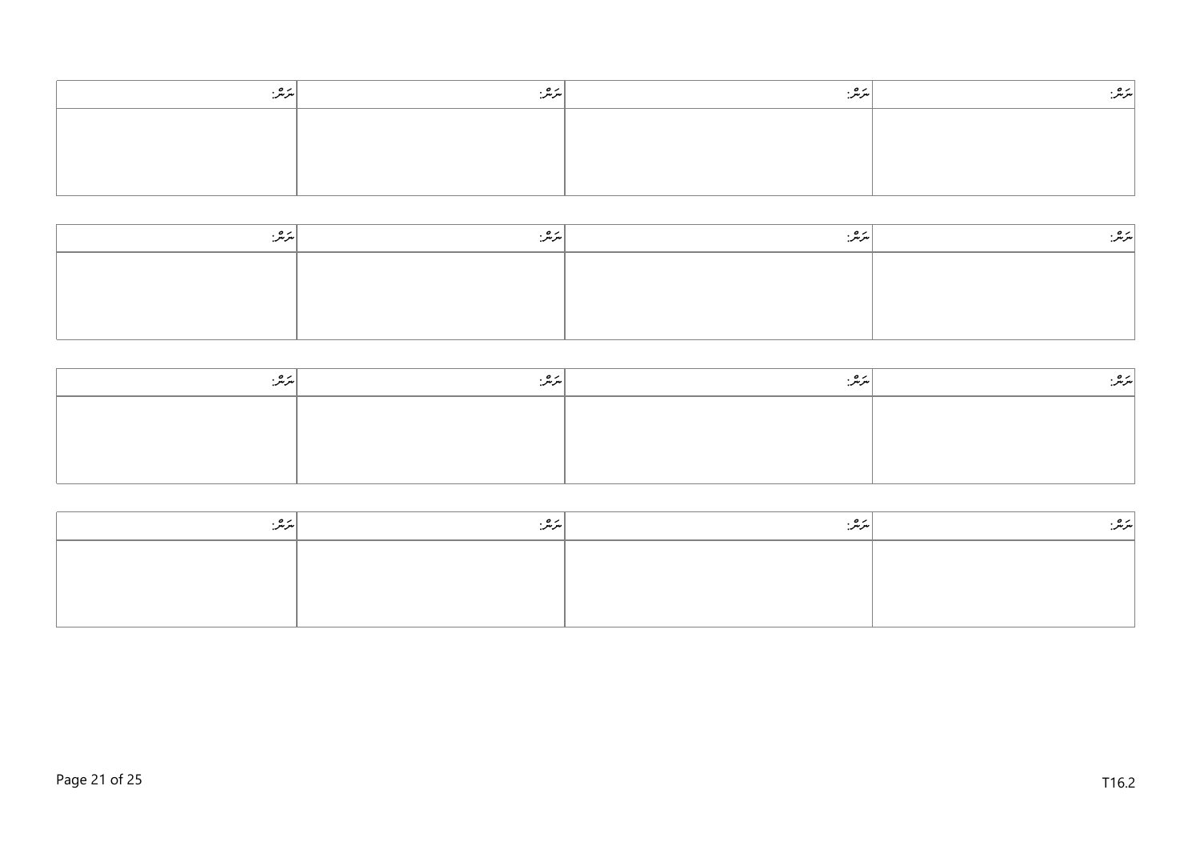| ނަރަދު: | ނަރަދު: | ނަރަދު: | ނަރަދު: |
| --- | --- | --- | --- |
| | | | |

| ނަރަދު: | ނަރަދު: | ނަރަދު: | ނަރަދު: |
| --- | --- | --- | --- |
| | | | |

| ނަރަދު: | ނަރަދު: | ނަރަދު: | ނަރަދު: |
| --- | --- | --- | --- |
| | | | |

| ނަރަދު: | ނަރަދު: | ނަރަދު: | ނަރަދު: |
| --- | --- | --- | --- |
| | | | |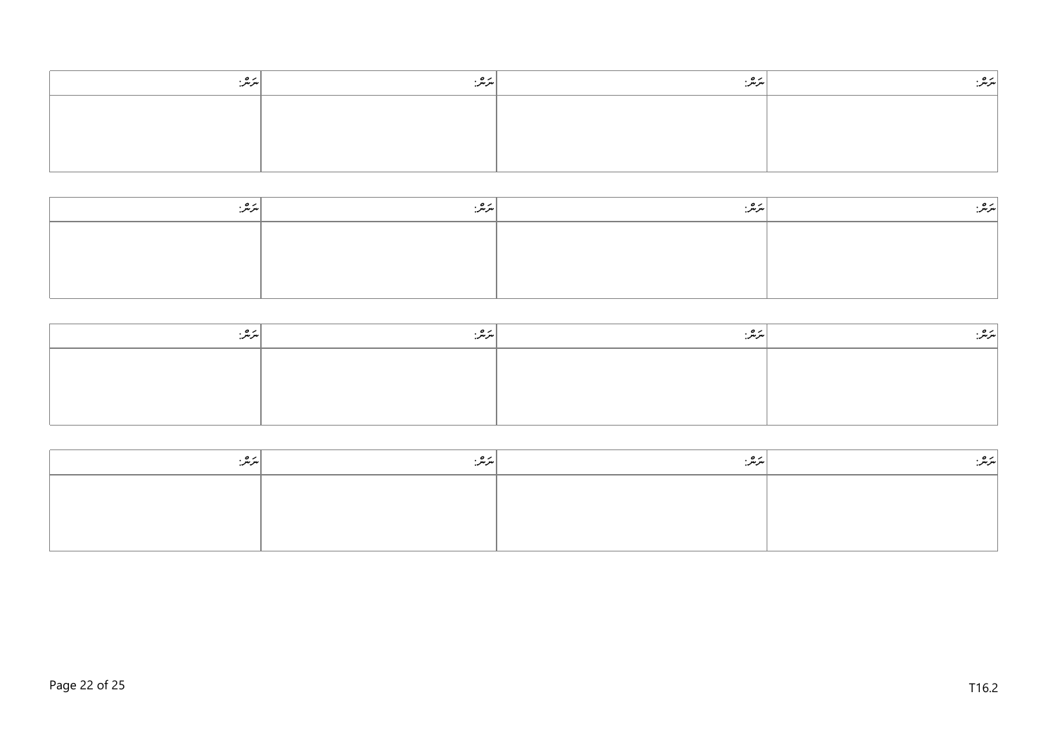| ﻿ﻧﻦﻨﻘ: | ﻧﻦﻨﻘ: | ﻧﻦﻨﻘ: | ﻧﻦﻨﻘ: |
| --- | --- | --- | --- |
| | | | |

| ﻧﻦﻨﻘ: | ﻧﻦﻨﻘ: | ﻧﻦﻨﻘ: | ﻧﻦﻨﻘ: |
| --- | --- | --- | --- |
| | | | |

| ﻧﻦﻨﻘ: | ﻧﻦﻨﻘ: | ﻧﻦﻨﻘ: | ﻧﻦﻨﻘ: |
| --- | --- | --- | --- |
| | | | |

| ﻧﻦﻨﻘ: | ﻧﻦﻨﻘ: | ﻧﻦﻨﻘ: | ﻧﻦﻨﻘ: |
| --- | --- | --- | --- |
| | | | |

T16.2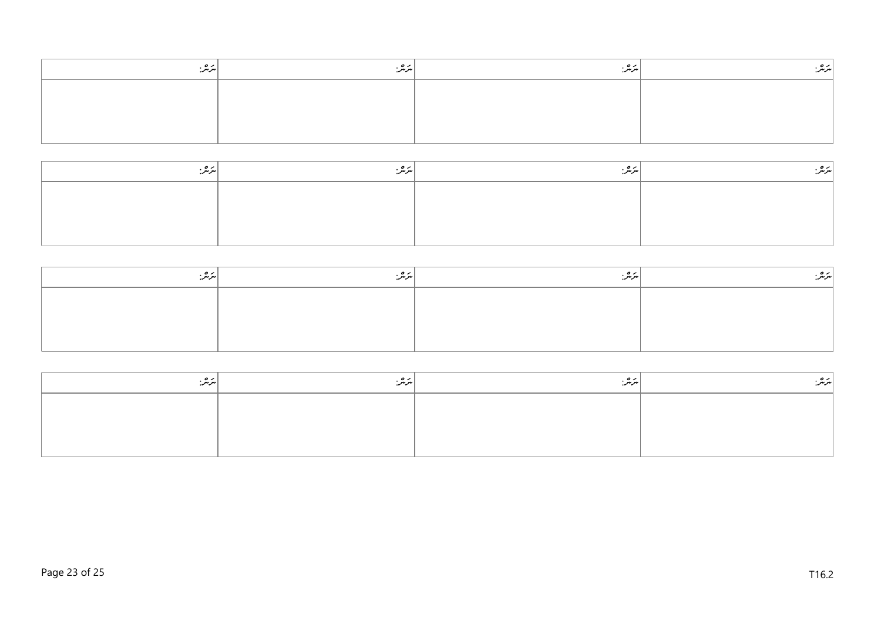| ނަރުދ: | ނަރުދ: | ނަރުދ: | ނަރުދ: |
| --- | --- | --- | --- |
| | | | |

| ނަރުދ: | ނަރުދ: | ނަރުދ: | ނަރުދ: |
| --- | --- | --- | --- |
| | | | |

| ނަރުދ: | ނަރުދ: | ނަރުދ: | ނަރުދ: |
| --- | --- | --- | --- |
| | | | |

| ނަރުދ: | ނަރުދ: | ނަރުދ: | ނަރުދ: |
| --- | --- | --- | --- |
| | | | |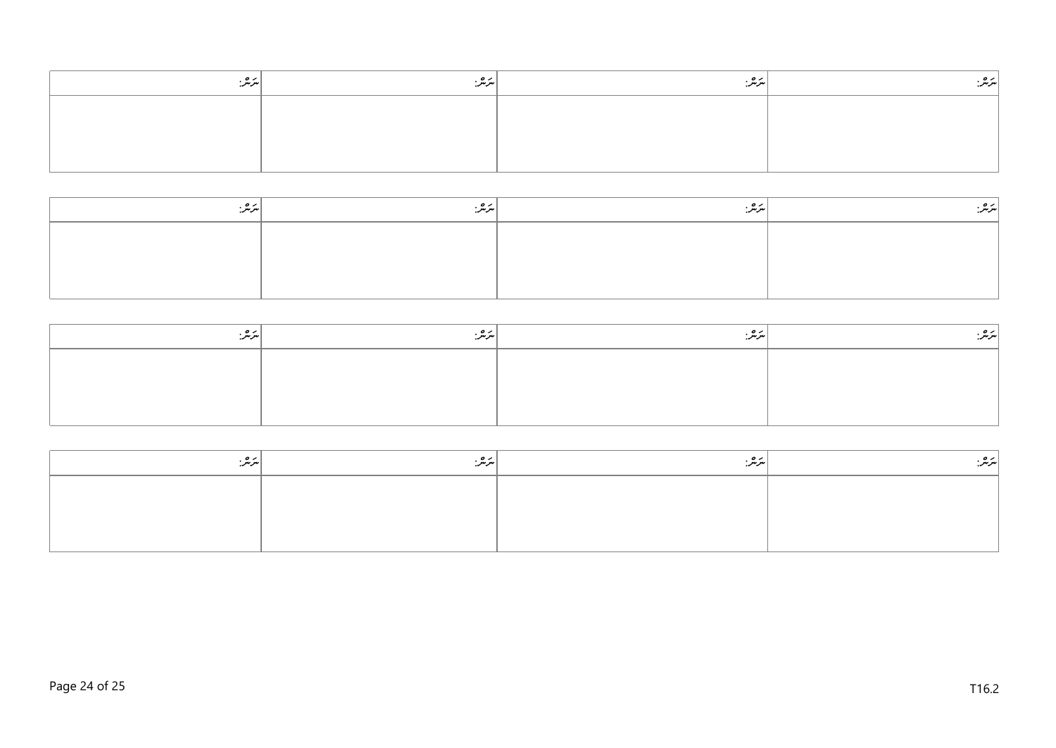| ترتیب: | ترتیب: | ترتیب: | ترتیب: |
| --- | --- | --- | --- |
| | | | |

| ترتیب: | ترتیب: | ترتیب: | ترتیب: |
| --- | --- | --- | --- |
| | | | |

| ترتیب: | ترتیب: | ترتیب: | ترتیب: |
| --- | --- | --- | --- |
| | | | |

| ترتیب: | ترتیب: | ترتیب: | ترتیب: |
| --- | --- | --- | --- |
| | | | |

T16.2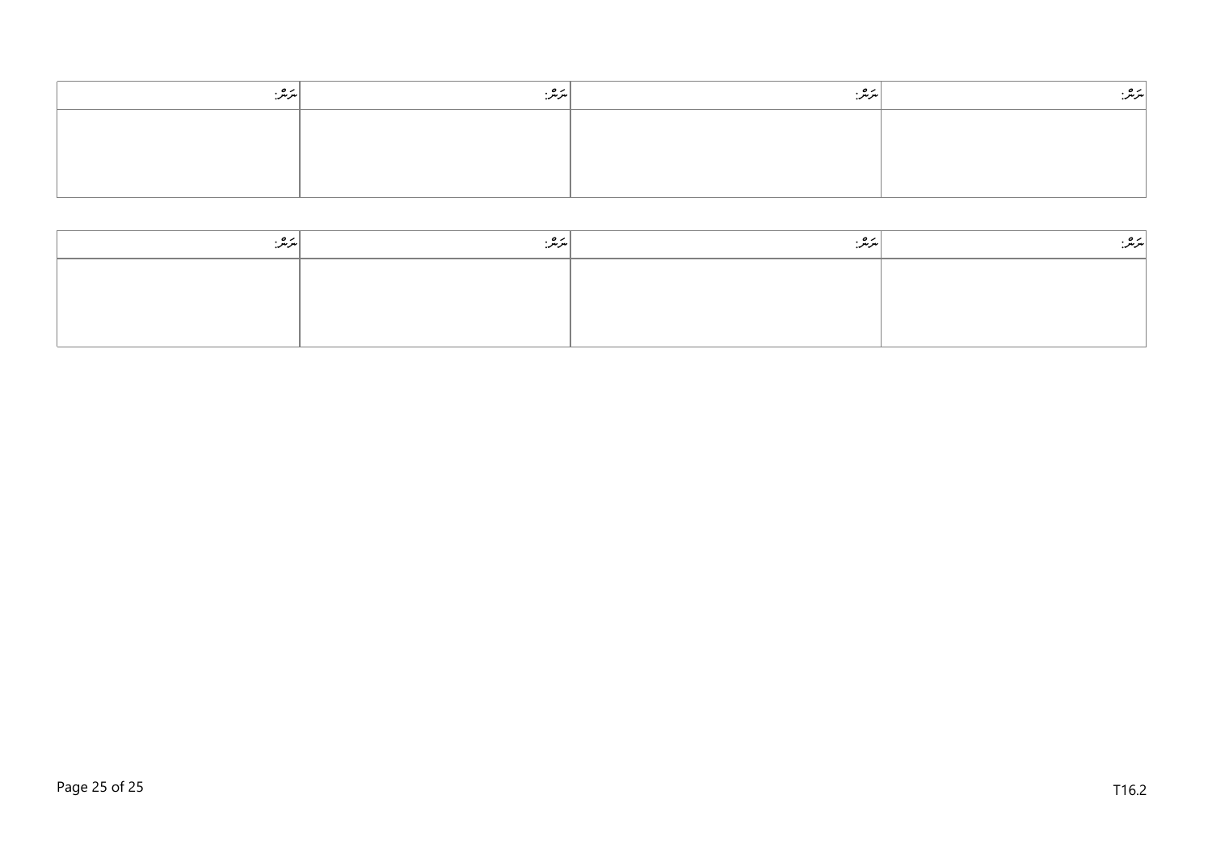| ނަރުދ: | ނަރުދ: | ނަރުދ: | ނަރުދ: |
| --- | --- | --- | --- |
| | | | |

| ނަރުދ: | ނަރުދ: | ނަރުދ: | ނަރުދ: |
| --- | --- | --- | --- |
| | | | |